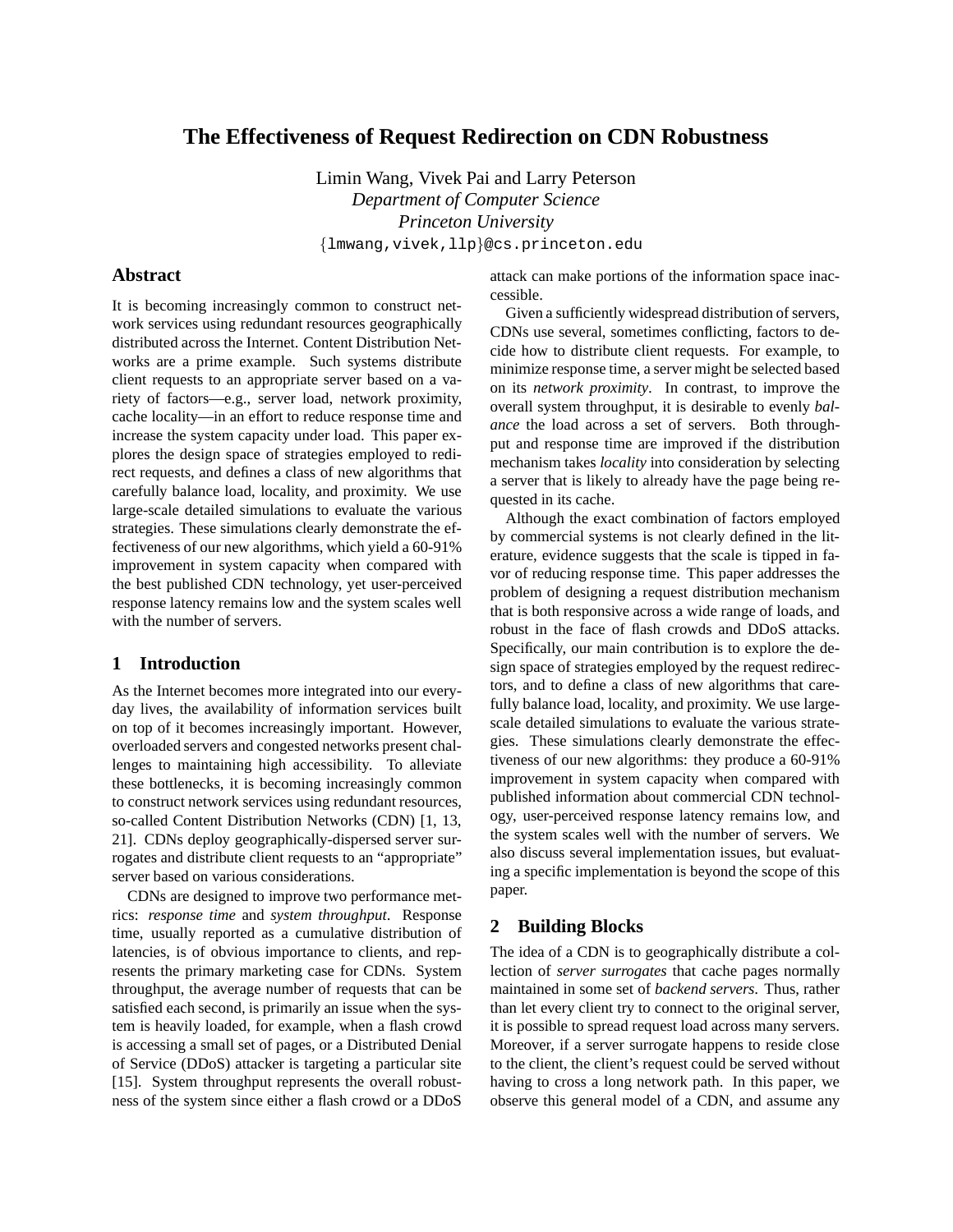# The Effectiveness of Request Redirection on CDN Robustness

Limin Wang, Vivek Pai and Larry Peterson
*Department of Computer Science*
*Princeton University*
{lmwang,vivek,llp}@cs.princeton.edu

## Abstract

It is becoming increasingly common to construct network services using redundant resources geographically distributed across the Internet. Content Distribution Networks are a prime example. Such systems distribute client requests to an appropriate server based on a variety of factors—e.g., server load, network proximity, cache locality—in an effort to reduce response time and increase the system capacity under load. This paper explores the design space of strategies employed to redirect requests, and defines a class of new algorithms that carefully balance load, locality, and proximity. We use large-scale detailed simulations to evaluate the various strategies. These simulations clearly demonstrate the effectiveness of our new algorithms, which yield a 60-91% improvement in system capacity when compared with the best published CDN technology, yet user-perceived response latency remains low and the system scales well with the number of servers.

## 1 Introduction

As the Internet becomes more integrated into our everyday lives, the availability of information services built on top of it becomes increasingly important. However, overloaded servers and congested networks present challenges to maintaining high accessibility. To alleviate these bottlenecks, it is becoming increasingly common to construct network services using redundant resources, so-called Content Distribution Networks (CDN) [1, 13, 21]. CDNs deploy geographically-dispersed server surrogates and distribute client requests to an "appropriate" server based on various considerations.

CDNs are designed to improve two performance metrics: *response time* and *system throughput*. Response time, usually reported as a cumulative distribution of latencies, is of obvious importance to clients, and represents the primary marketing case for CDNs. System throughput, the average number of requests that can be satisfied each second, is primarily an issue when the system is heavily loaded, for example, when a flash crowd is accessing a small set of pages, or a Distributed Denial of Service (DDoS) attacker is targeting a particular site [15]. System throughput represents the overall robustness of the system since either a flash crowd or a DDoS attack can make portions of the information space inaccessible.

Given a sufficiently widespread distribution of servers, CDNs use several, sometimes conflicting, factors to decide how to distribute client requests. For example, to minimize response time, a server might be selected based on its *network proximity*. In contrast, to improve the overall system throughput, it is desirable to evenly *balance* the load across a set of servers. Both throughput and response time are improved if the distribution mechanism takes *locality* into consideration by selecting a server that is likely to already have the page being requested in its cache.

Although the exact combination of factors employed by commercial systems is not clearly defined in the literature, evidence suggests that the scale is tipped in favor of reducing response time. This paper addresses the problem of designing a request distribution mechanism that is both responsive across a wide range of loads, and robust in the face of flash crowds and DDoS attacks. Specifically, our main contribution is to explore the design space of strategies employed by the request redirectors, and to define a class of new algorithms that carefully balance load, locality, and proximity. We use large-scale detailed simulations to evaluate the various strategies. These simulations clearly demonstrate the effectiveness of our new algorithms: they produce a 60-91% improvement in system capacity when compared with published information about commercial CDN technology, user-perceived response latency remains low, and the system scales well with the number of servers. We also discuss several implementation issues, but evaluating a specific implementation is beyond the scope of this paper.

## 2 Building Blocks

The idea of a CDN is to geographically distribute a collection of *server surrogates* that cache pages normally maintained in some set of *backend servers*. Thus, rather than let every client try to connect to the original server, it is possible to spread request load across many servers. Moreover, if a server surrogate happens to reside close to the client, the client's request could be served without having to cross a long network path. In this paper, we observe this general model of a CDN, and assume any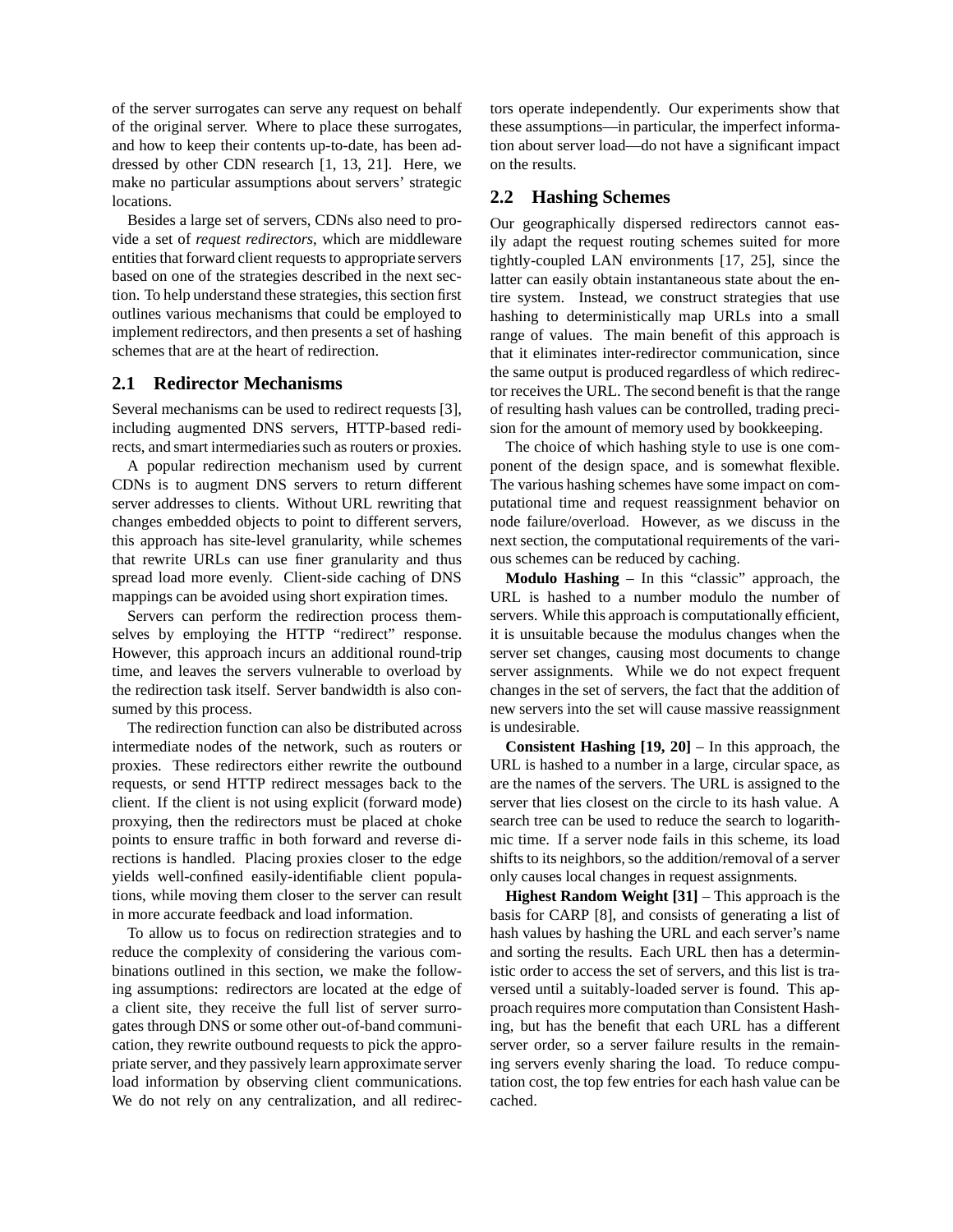of the server surrogates can serve any request on behalf of the original server. Where to place these surrogates, and how to keep their contents up-to-date, has been addressed by other CDN research [1, 13, 21]. Here, we make no particular assumptions about servers' strategic locations.

Besides a large set of servers, CDNs also need to provide a set of *request redirectors*, which are middleware entities that forward client requests to appropriate servers based on one of the strategies described in the next section. To help understand these strategies, this section first outlines various mechanisms that could be employed to implement redirectors, and then presents a set of hashing schemes that are at the heart of redirection.

## 2.1 Redirector Mechanisms

Several mechanisms can be used to redirect requests [3], including augmented DNS servers, HTTP-based redirects, and smart intermediaries such as routers or proxies.

A popular redirection mechanism used by current CDNs is to augment DNS servers to return different server addresses to clients. Without URL rewriting that changes embedded objects to point to different servers, this approach has site-level granularity, while schemes that rewrite URLs can use finer granularity and thus spread load more evenly. Client-side caching of DNS mappings can be avoided using short expiration times.

Servers can perform the redirection process themselves by employing the HTTP "redirect" response. However, this approach incurs an additional round-trip time, and leaves the servers vulnerable to overload by the redirection task itself. Server bandwidth is also consumed by this process.

The redirection function can also be distributed across intermediate nodes of the network, such as routers or proxies. These redirectors either rewrite the outbound requests, or send HTTP redirect messages back to the client. If the client is not using explicit (forward mode) proxying, then the redirectors must be placed at choke points to ensure traffic in both forward and reverse directions is handled. Placing proxies closer to the edge yields well-confined easily-identifiable client populations, while moving them closer to the server can result in more accurate feedback and load information.

To allow us to focus on redirection strategies and to reduce the complexity of considering the various combinations outlined in this section, we make the following assumptions: redirectors are located at the edge of a client site, they receive the full list of server surrogates through DNS or some other out-of-band communication, they rewrite outbound requests to pick the appropriate server, and they passively learn approximate server load information by observing client communications. We do not rely on any centralization, and all redirectors operate independently. Our experiments show that these assumptions—in particular, the imperfect information about server load—do not have a significant impact on the results.

## 2.2 Hashing Schemes

Our geographically dispersed redirectors cannot easily adapt the request routing schemes suited for more tightly-coupled LAN environments [17, 25], since the latter can easily obtain instantaneous state about the entire system. Instead, we construct strategies that use hashing to deterministically map URLs into a small range of values. The main benefit of this approach is that it eliminates inter-redirector communication, since the same output is produced regardless of which redirector receives the URL. The second benefit is that the range of resulting hash values can be controlled, trading precision for the amount of memory used by bookkeeping.

The choice of which hashing style to use is one component of the design space, and is somewhat flexible. The various hashing schemes have some impact on computational time and request reassignment behavior on node failure/overload. However, as we discuss in the next section, the computational requirements of the various schemes can be reduced by caching.

**Modulo Hashing** – In this "classic" approach, the URL is hashed to a number modulo the number of servers. While this approach is computationally efficient, it is unsuitable because the modulus changes when the server set changes, causing most documents to change server assignments. While we do not expect frequent changes in the set of servers, the fact that the addition of new servers into the set will cause massive reassignment is undesirable.

**Consistent Hashing [19, 20]** – In this approach, the URL is hashed to a number in a large, circular space, as are the names of the servers. The URL is assigned to the server that lies closest on the circle to its hash value. A search tree can be used to reduce the search to logarithmic time. If a server node fails in this scheme, its load shifts to its neighbors, so the addition/removal of a server only causes local changes in request assignments.

**Highest Random Weight [31]** – This approach is the basis for CARP [8], and consists of generating a list of hash values by hashing the URL and each server's name and sorting the results. Each URL then has a deterministic order to access the set of servers, and this list is traversed until a suitably-loaded server is found. This approach requires more computation than Consistent Hashing, but has the benefit that each URL has a different server order, so a server failure results in the remaining servers evenly sharing the load. To reduce computation cost, the top few entries for each hash value can be cached.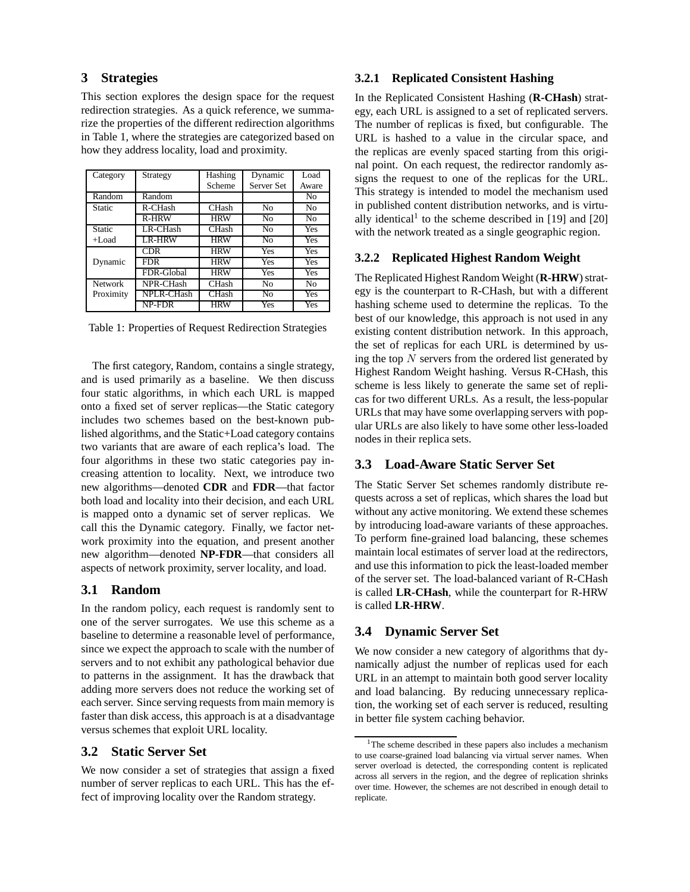## 3 Strategies

This section explores the design space for the request redirection strategies. As a quick reference, we summarize the properties of the different redirection algorithms in Table 1, where the strategies are categorized based on how they address locality, load and proximity.

| Category | Strategy | Hashing Scheme | Dynamic Server Set | Load Aware |
|---|---|---|---|---|
| Random | Random | | | No |
| Static | R-CHash | CHash | No | No |
| | R-HRW | HRW | No | No |
| Static +Load | LR-CHash | CHash | No | Yes |
| | LR-HRW | HRW | No | Yes |
| Dynamic | CDR | HRW | Yes | Yes |
| | FDR | HRW | Yes | Yes |
| | FDR-Global | HRW | Yes | Yes |
| Network Proximity | NPR-CHash | CHash | No | No |
| | NPLR-CHash | CHash | No | Yes |
| | NP-FDR | HRW | Yes | Yes |

Table 1: Properties of Request Redirection Strategies

The first category, Random, contains a single strategy, and is used primarily as a baseline. We then discuss four static algorithms, in which each URL is mapped onto a fixed set of server replicas—the Static category includes two schemes based on the best-known published algorithms, and the Static+Load category contains two variants that are aware of each replica's load. The four algorithms in these two static categories pay increasing attention to locality. Next, we introduce two new algorithms—denoted **CDR** and **FDR**—that factor both load and locality into their decision, and each URL is mapped onto a dynamic set of server replicas. We call this the Dynamic category. Finally, we factor network proximity into the equation, and present another new algorithm—denoted **NP-FDR**—that considers all aspects of network proximity, server locality, and load.

### 3.1 Random

In the random policy, each request is randomly sent to one of the server surrogates. We use this scheme as a baseline to determine a reasonable level of performance, since we expect the approach to scale with the number of servers and to not exhibit any pathological behavior due to patterns in the assignment. It has the drawback that adding more servers does not reduce the working set of each server. Since serving requests from main memory is faster than disk access, this approach is at a disadvantage versus schemes that exploit URL locality.

### 3.2 Static Server Set

We now consider a set of strategies that assign a fixed number of server replicas to each URL. This has the effect of improving locality over the Random strategy.

#### 3.2.1 Replicated Consistent Hashing

In the Replicated Consistent Hashing (**R-CHash**) strategy, each URL is assigned to a set of replicated servers. The number of replicas is fixed, but configurable. The URL is hashed to a value in the circular space, and the replicas are evenly spaced starting from this original point. On each request, the redirector randomly assigns the request to one of the replicas for the URL. This strategy is intended to model the mechanism used in published content distribution networks, and is virtually identical[1] to the scheme described in [19] and [20] with the network treated as a single geographic region.

#### 3.2.2 Replicated Highest Random Weight

The Replicated Highest Random Weight (**R-HRW**) strategy is the counterpart to R-CHash, but with a different hashing scheme used to determine the replicas. To the best of our knowledge, this approach is not used in any existing content distribution network. In this approach, the set of replicas for each URL is determined by using the top $N$ servers from the ordered list generated by Highest Random Weight hashing. Versus R-CHash, this scheme is less likely to generate the same set of replicas for two different URLs. As a result, the less-popular URLs that may have some overlapping servers with popular URLs are also likely to have some other less-loaded nodes in their replica sets.

### 3.3 Load-Aware Static Server Set

The Static Server Set schemes randomly distribute requests across a set of replicas, which shares the load but without any active monitoring. We extend these schemes by introducing load-aware variants of these approaches. To perform fine-grained load balancing, these schemes maintain local estimates of server load at the redirectors, and use this information to pick the least-loaded member of the server set. The load-balanced variant of R-CHash is called **LR-CHash**, while the counterpart for R-HRW is called **LR-HRW**.

### 3.4 Dynamic Server Set

We now consider a new category of algorithms that dynamically adjust the number of replicas used for each URL in an attempt to maintain both good server locality and load balancing. By reducing unnecessary replication, the working set of each server is reduced, resulting in better file system caching behavior.

[1] The scheme described in these papers also includes a mechanism to use coarse-grained load balancing via virtual server names. When server overload is detected, the corresponding content is replicated across all servers in the region, and the degree of replication shrinks over time. However, the schemes are not described in enough detail to replicate.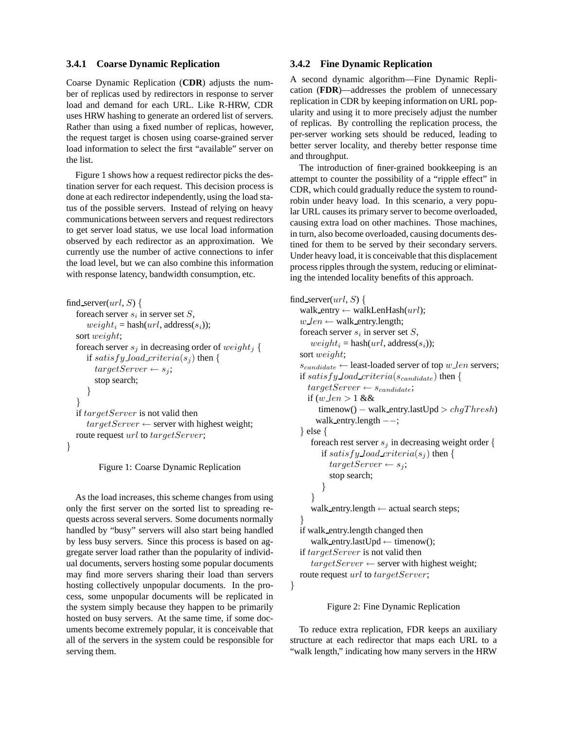### 3.4.1 Coarse Dynamic Replication

Coarse Dynamic Replication (**CDR**) adjusts the number of replicas used by redirectors in response to server load and demand for each URL. Like R-HRW, CDR uses HRW hashing to generate an ordered list of servers. Rather than using a fixed number of replicas, however, the request target is chosen using coarse-grained server load information to select the first "available" server on the list.

Figure 1 shows how a request redirector picks the destination server for each request. This decision process is done at each redirector independently, using the load status of the possible servers. Instead of relying on heavy communications between servers and request redirectors to get server load status, we use local load information observed by each redirector as an approximation. We currently use the number of active connections to infer the load level, but we can also combine this information with response latency, bandwidth consumption, etc.

```
find_server(url, S) {
    foreach server s_i in server set S,
        weight_i = hash(url, address(s_i));
    sort weight;
    foreach server s_j in decreasing order of weight_j {
        if satisfy_load_criteria(s_j) then {
            targetServer ← s_j;
            stop search;
        }
    }
    if targetServer is not valid then
        targetServer ← server with highest weight;
    route request url to targetServer;
}
```

Figure 1: Coarse Dynamic Replication

As the load increases, this scheme changes from using only the first server on the sorted list to spreading requests across several servers. Some documents normally handled by "busy" servers will also start being handled by less busy servers. Since this process is based on aggregate server load rather than the popularity of individual documents, servers hosting some popular documents may find more servers sharing their load than servers hosting collectively unpopular documents. In the process, some unpopular documents will be replicated in the system simply because they happen to be primarily hosted on busy servers. At the same time, if some documents become extremely popular, it is conceivable that all of the servers in the system could be responsible for serving them.

### 3.4.2 Fine Dynamic Replication

A second dynamic algorithm—Fine Dynamic Replication (**FDR**)—addresses the problem of unnecessary replication in CDR by keeping information on URL popularity and using it to more precisely adjust the number of replicas. By controlling the replication process, the per-server working sets should be reduced, leading to better server locality, and thereby better response time and throughput.

The introduction of finer-grained bookkeeping is an attempt to counter the possibility of a "ripple effect" in CDR, which could gradually reduce the system to round-robin under heavy load. In this scenario, a very popular URL causes its primary server to become overloaded, causing extra load on other machines. Those machines, in turn, also become overloaded, causing documents destined for them to be served by their secondary servers. Under heavy load, it is conceivable that this displacement process ripples through the system, reducing or eliminating the intended locality benefits of this approach.

```
find_server(url, S) {
    walk_entry ← walkLenHash(url);
    w_len ← walk_entry.length;
    foreach server s_i in server set S,
        weight_i = hash(url, address(s_i));
    sort weight;
    s_candidate ← least-loaded server of top w_len servers;
    if satisfy_load_criteria(s_candidate) then {
        targetServer ← s_candidate;
        if (w_len > 1 &&
            timenow() − walk_entry.lastUpd > chgThresh)
            walk_entry.length −−;
    } else {
        foreach rest server s_j in decreasing weight order {
            if satisfy_load_criteria(s_j) then {
                targetServer ← s_j;
                stop search;
            }
        }
        walk_entry.length ← actual search steps;
    }
    if walk_entry.length changed then
        walk_entry.lastUpd ← timenow();
    if targetServer is not valid then
        targetServer ← server with highest weight;
    route request url to targetServer;
}
```

Figure 2: Fine Dynamic Replication

To reduce extra replication, FDR keeps an auxiliary structure at each redirector that maps each URL to a "walk length," indicating how many servers in the HRW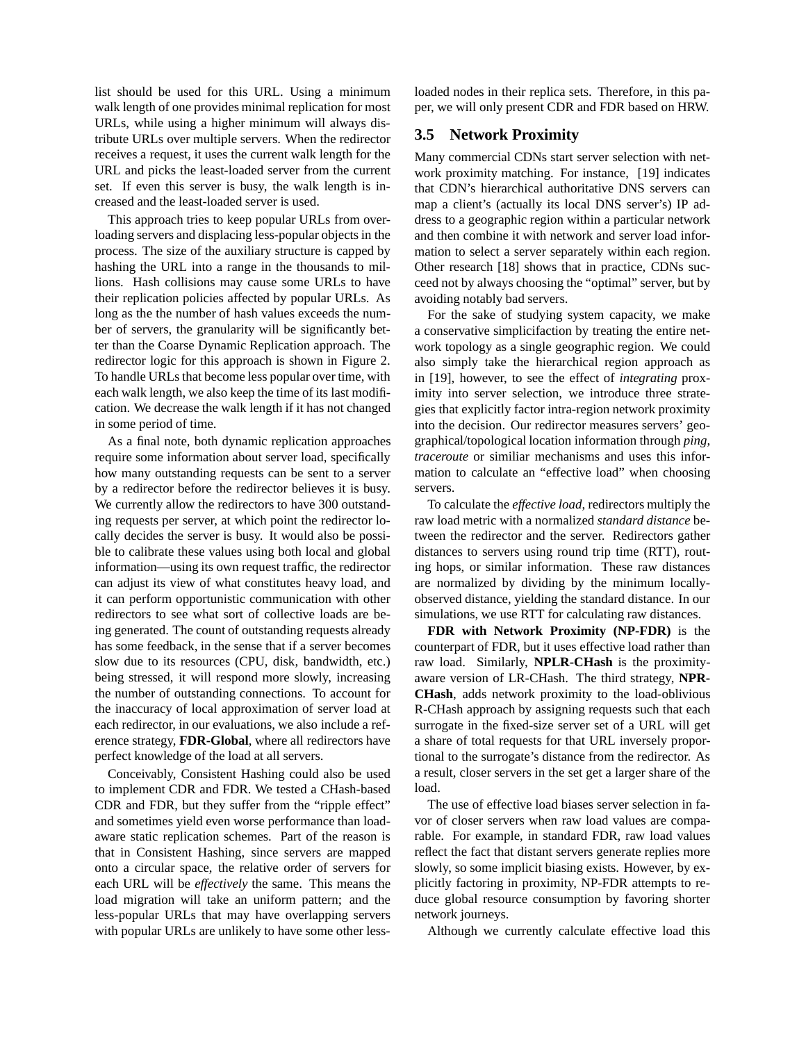list should be used for this URL. Using a minimum walk length of one provides minimal replication for most URLs, while using a higher minimum will always distribute URLs over multiple servers. When the redirector receives a request, it uses the current walk length for the URL and picks the least-loaded server from the current set. If even this server is busy, the walk length is increased and the least-loaded server is used.

This approach tries to keep popular URLs from overloading servers and displacing less-popular objects in the process. The size of the auxiliary structure is capped by hashing the URL into a range in the thousands to millions. Hash collisions may cause some URLs to have their replication policies affected by popular URLs. As long as the the number of hash values exceeds the number of servers, the granularity will be significantly better than the Coarse Dynamic Replication approach. The redirector logic for this approach is shown in Figure 2. To handle URLs that become less popular over time, with each walk length, we also keep the time of its last modification. We decrease the walk length if it has not changed in some period of time.

As a final note, both dynamic replication approaches require some information about server load, specifically how many outstanding requests can be sent to a server by a redirector before the redirector believes it is busy. We currently allow the redirectors to have 300 outstanding requests per server, at which point the redirector locally decides the server is busy. It would also be possible to calibrate these values using both local and global information—using its own request traffic, the redirector can adjust its view of what constitutes heavy load, and it can perform opportunistic communication with other redirectors to see what sort of collective loads are being generated. The count of outstanding requests already has some feedback, in the sense that if a server becomes slow due to its resources (CPU, disk, bandwidth, etc.) being stressed, it will respond more slowly, increasing the number of outstanding connections. To account for the inaccuracy of local approximation of server load at each redirector, in our evaluations, we also include a reference strategy, **FDR-Global**, where all redirectors have perfect knowledge of the load at all servers.

Conceivably, Consistent Hashing could also be used to implement CDR and FDR. We tested a CHash-based CDR and FDR, but they suffer from the "ripple effect" and sometimes yield even worse performance than load-aware static replication schemes. Part of the reason is that in Consistent Hashing, since servers are mapped onto a circular space, the relative order of servers for each URL will be *effectively* the same. This means the load migration will take an uniform pattern; and the less-popular URLs that may have overlapping servers with popular URLs are unlikely to have some other less-loaded nodes in their replica sets. Therefore, in this paper, we will only present CDR and FDR based on HRW.

### 3.5 Network Proximity

Many commercial CDNs start server selection with network proximity matching. For instance, [19] indicates that CDN's hierarchical authoritative DNS servers can map a client's (actually its local DNS server's) IP address to a geographic region within a particular network and then combine it with network and server load information to select a server separately within each region. Other research [18] shows that in practice, CDNs succeed not by always choosing the "optimal" server, but by avoiding notably bad servers.

For the sake of studying system capacity, we make a conservative simplicifaction by treating the entire network topology as a single geographic region. We could also simply take the hierarchical region approach as in [19], however, to see the effect of *integrating* proximity into server selection, we introduce three strategies that explicitly factor intra-region network proximity into the decision. Our redirector measures servers' geographical/topological location information through *ping*, *traceroute* or similiar mechanisms and uses this information to calculate an "effective load" when choosing servers.

To calculate the *effective load*, redirectors multiply the raw load metric with a normalized *standard distance* between the redirector and the server. Redirectors gather distances to servers using round trip time (RTT), routing hops, or similar information. These raw distances are normalized by dividing by the minimum locally-observed distance, yielding the standard distance. In our simulations, we use RTT for calculating raw distances.

**FDR with Network Proximity (NP-FDR)** is the counterpart of FDR, but it uses effective load rather than raw load. Similarly, **NPLR-CHash** is the proximity-aware version of LR-CHash. The third strategy, **NPR-CHash**, adds network proximity to the load-oblivious R-CHash approach by assigning requests such that each surrogate in the fixed-size server set of a URL will get a share of total requests for that URL inversely proportional to the surrogate's distance from the redirector. As a result, closer servers in the set get a larger share of the load.

The use of effective load biases server selection in favor of closer servers when raw load values are comparable. For example, in standard FDR, raw load values reflect the fact that distant servers generate replies more slowly, so some implicit biasing exists. However, by explicitly factoring in proximity, NP-FDR attempts to reduce global resource consumption by favoring shorter network journeys.

Although we currently calculate effective load this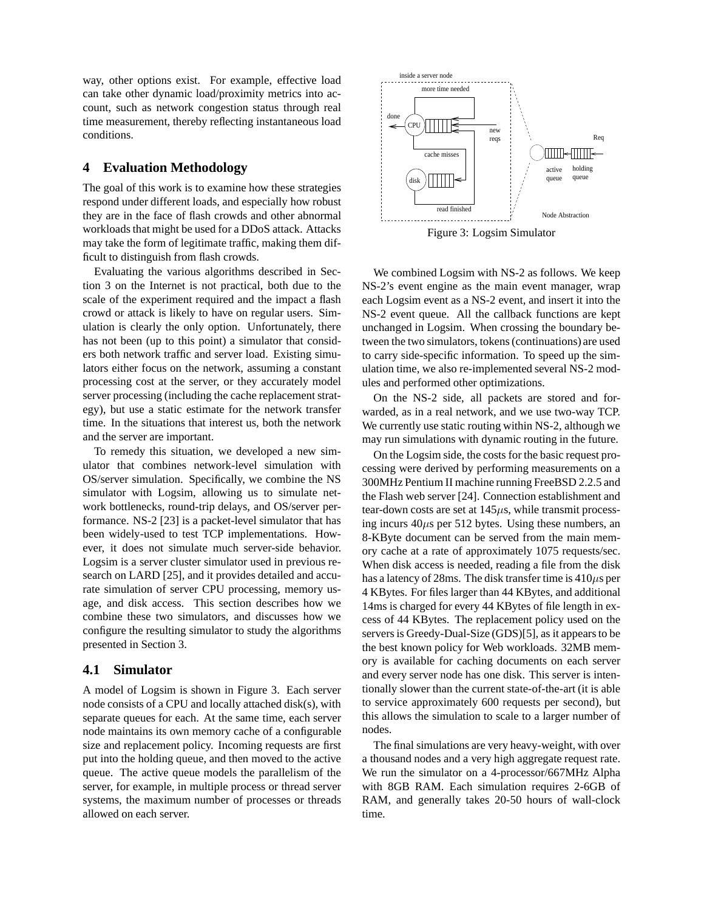way, other options exist. For example, effective load can take other dynamic load/proximity metrics into account, such as network congestion status through real time measurement, thereby reflecting instantaneous load conditions.

## 4 Evaluation Methodology

The goal of this work is to examine how these strategies respond under different loads, and especially how robust they are in the face of flash crowds and other abnormal workloads that might be used for a DDoS attack. Attacks may take the form of legitimate traffic, making them difficult to distinguish from flash crowds.

Evaluating the various algorithms described in Section 3 on the Internet is not practical, both due to the scale of the experiment required and the impact a flash crowd or attack is likely to have on regular users. Simulation is clearly the only option. Unfortunately, there has not been (up to this point) a simulator that considers both network traffic and server load. Existing simulators either focus on the network, assuming a constant processing cost at the server, or they accurately model server processing (including the cache replacement strategy), but use a static estimate for the network transfer time. In the situations that interest us, both the network and the server are important.

To remedy this situation, we developed a new simulator that combines network-level simulation with OS/server simulation. Specifically, we combine the NS simulator with Logsim, allowing us to simulate network bottlenecks, round-trip delays, and OS/server performance. NS-2 [23] is a packet-level simulator that has been widely-used to test TCP implementations. However, it does not simulate much server-side behavior. Logsim is a server cluster simulator used in previous research on LARD [25], and it provides detailed and accurate simulation of server CPU processing, memory usage, and disk access. This section describes how we combine these two simulators, and discusses how we configure the resulting simulator to study the algorithms presented in Section 3.

### 4.1 Simulator

A model of Logsim is shown in Figure 3. Each server node consists of a CPU and locally attached disk(s), with separate queues for each. At the same time, each server node maintains its own memory cache of a configurable size and replacement policy. Incoming requests are first put into the holding queue, and then moved to the active queue. The active queue models the parallelism of the server, for example, in multiple process or thread server systems, the maximum number of processes or threads allowed on each server.

Figure 3: Logsim Simulator

We combined Logsim with NS-2 as follows. We keep NS-2's event engine as the main event manager, wrap each Logsim event as a NS-2 event, and insert it into the NS-2 event queue. All the callback functions are kept unchanged in Logsim. When crossing the boundary between the two simulators, tokens (continuations) are used to carry side-specific information. To speed up the simulation time, we also re-implemented several NS-2 modules and performed other optimizations.

On the NS-2 side, all packets are stored and forwarded, as in a real network, and we use two-way TCP. We currently use static routing within NS-2, although we may run simulations with dynamic routing in the future.

On the Logsim side, the costs for the basic request processing were derived by performing measurements on a 300MHz Pentium II machine running FreeBSD 2.2.5 and the Flash web server [24]. Connection establishment and tear-down costs are set at 145$\mu$s, while transmit processing incurs 40$\mu$s per 512 bytes. Using these numbers, an 8-KByte document can be served from the main memory cache at a rate of approximately 1075 requests/sec. When disk access is needed, reading a file from the disk has a latency of 28ms. The disk transfer time is 410$\mu$s per 4 KBytes. For files larger than 44 KBytes, and additional 14ms is charged for every 44 KBytes of file length in excess of 44 KBytes. The replacement policy used on the servers is Greedy-Dual-Size (GDS)[5], as it appears to be the best known policy for Web workloads. 32MB memory is available for caching documents on each server and every server node has one disk. This server is intentionally slower than the current state-of-the-art (it is able to service approximately 600 requests per second), but this allows the simulation to scale to a larger number of nodes.

The final simulations are very heavy-weight, with over a thousand nodes and a very high aggregate request rate. We run the simulator on a 4-processor/667MHz Alpha with 8GB RAM. Each simulation requires 2-6GB of RAM, and generally takes 20-50 hours of wall-clock time.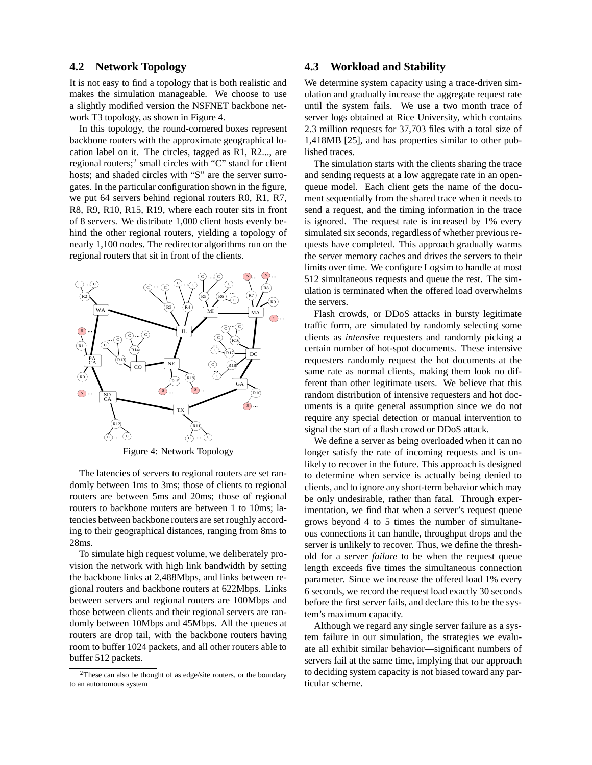## 4.2 Network Topology

It is not easy to find a topology that is both realistic and makes the simulation manageable. We choose to use a slightly modified version the NSFNET backbone network T3 topology, as shown in Figure 4.

In this topology, the round-cornered boxes represent backbone routers with the approximate geographical location label on it. The circles, tagged as R1, R2..., are regional routers;[2] small circles with "C" stand for client hosts; and shaded circles with "S" are the server surrogates. In the particular configuration shown in the figure, we put 64 servers behind regional routers R0, R1, R7, R8, R9, R10, R15, R19, where each router sits in front of 8 servers. We distribute 1,000 client hosts evenly behind the other regional routers, yielding a topology of nearly 1,100 nodes. The redirector algorithms run on the regional routers that sit in front of the clients.

Figure 4: Network Topology

The latencies of servers to regional routers are set randomly between 1ms to 3ms; those of clients to regional routers are between 5ms and 20ms; those of regional routers to backbone routers are between 1 to 10ms; latencies between backbone routers are set roughly according to their geographical distances, ranging from 8ms to 28ms.

To simulate high request volume, we deliberately provision the network with high link bandwidth by setting the backbone links at 2,488Mbps, and links between regional routers and backbone routers at 622Mbps. Links between servers and regional routers are 100Mbps and those between clients and their regional servers are randomly between 10Mbps and 45Mbps. All the queues at routers are drop tail, with the backbone routers having room to buffer 1024 packets, and all other routers able to buffer 512 packets.

[2] These can also be thought of as edge/site routers, or the boundary to an autonomous system

## 4.3 Workload and Stability

We determine system capacity using a trace-driven simulation and gradually increase the aggregate request rate until the system fails. We use a two month trace of server logs obtained at Rice University, which contains 2.3 million requests for 37,703 files with a total size of 1,418MB [25], and has properties similar to other published traces.

The simulation starts with the clients sharing the trace and sending requests at a low aggregate rate in an open-queue model. Each client gets the name of the document sequentially from the shared trace when it needs to send a request, and the timing information in the trace is ignored. The request rate is increased by 1% every simulated six seconds, regardless of whether previous requests have completed. This approach gradually warms the server memory caches and drives the servers to their limits over time. We configure Logsim to handle at most 512 simultaneous requests and queue the rest. The simulation is terminated when the offered load overwhelms the servers.

Flash crowds, or DDoS attacks in bursty legitimate traffic form, are simulated by randomly selecting some clients as *intensive* requesters and randomly picking a certain number of hot-spot documents. These intensive requesters randomly request the hot documents at the same rate as normal clients, making them look no different than other legitimate users. We believe that this random distribution of intensive requesters and hot documents is a quite general assumption since we do not require any special detection or manual intervention to signal the start of a flash crowd or DDoS attack.

We define a server as being overloaded when it can no longer satisfy the rate of incoming requests and is unlikely to recover in the future. This approach is designed to determine when service is actually being denied to clients, and to ignore any short-term behavior which may be only undesirable, rather than fatal. Through experimentation, we find that when a server's request queue grows beyond 4 to 5 times the number of simultaneous connections it can handle, throughput drops and the server is unlikely to recover. Thus, we define the threshold for a server *failure* to be when the request queue length exceeds five times the simultaneous connection parameter. Since we increase the offered load 1% every 6 seconds, we record the request load exactly 30 seconds before the first server fails, and declare this to be the system's maximum capacity.

Although we regard any single server failure as a system failure in our simulation, the strategies we evaluate all exhibit similar behavior—significant numbers of servers fail at the same time, implying that our approach to deciding system capacity is not biased toward any particular scheme.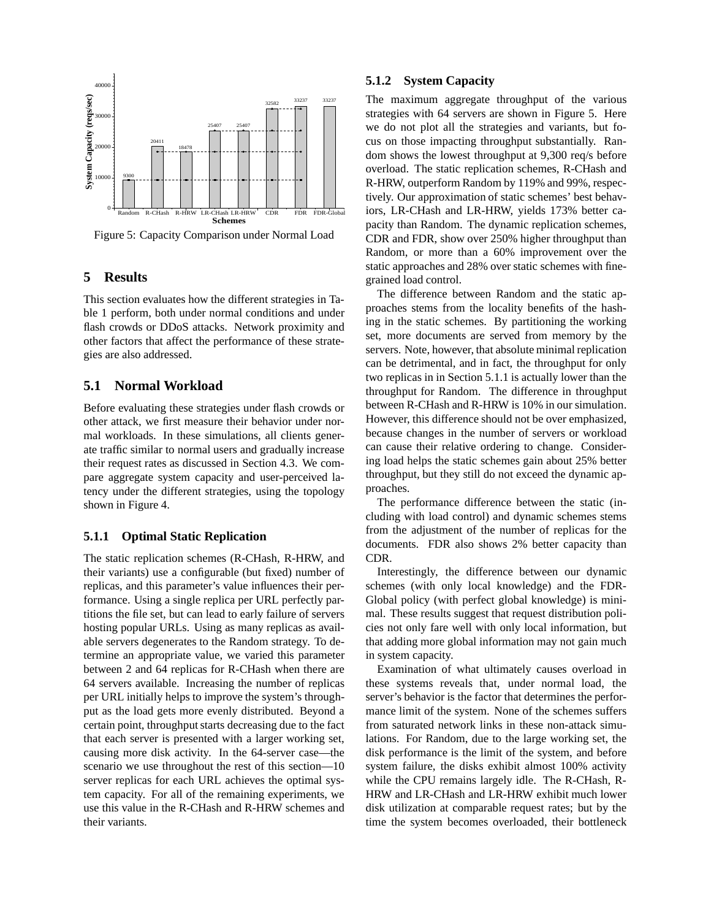Figure 5: Capacity Comparison under Normal Load

## 5 Results

This section evaluates how the different strategies in Table 1 perform, both under normal conditions and under flash crowds or DDoS attacks. Network proximity and other factors that affect the performance of these strategies are also addressed.

### 5.1 Normal Workload

Before evaluating these strategies under flash crowds or other attack, we first measure their behavior under normal workloads. In these simulations, all clients generate traffic similar to normal users and gradually increase their request rates as discussed in Section 4.3. We compare aggregate system capacity and user-perceived latency under the different strategies, using the topology shown in Figure 4.

#### 5.1.1 Optimal Static Replication

The static replication schemes (R-CHash, R-HRW, and their variants) use a configurable (but fixed) number of replicas, and this parameter's value influences their performance. Using a single replica per URL perfectly partitions the file set, but can lead to early failure of servers hosting popular URLs. Using as many replicas as available servers degenerates to the Random strategy. To determine an appropriate value, we varied this parameter between 2 and 64 replicas for R-CHash when there are 64 servers available. Increasing the number of replicas per URL initially helps to improve the system's throughput as the load gets more evenly distributed. Beyond a certain point, throughput starts decreasing due to the fact that each server is presented with a larger working set, causing more disk activity. In the 64-server case—the scenario we use throughout the rest of this section—10 server replicas for each URL achieves the optimal system capacity. For all of the remaining experiments, we use this value in the R-CHash and R-HRW schemes and their variants.

#### 5.1.2 System Capacity

The maximum aggregate throughput of the various strategies with 64 servers are shown in Figure 5. Here we do not plot all the strategies and variants, but focus on those impacting throughput substantially. Random shows the lowest throughput at 9,300 req/s before overload. The static replication schemes, R-CHash and R-HRW, outperform Random by 119% and 99%, respectively. Our approximation of static schemes' best behaviors, LR-CHash and LR-HRW, yields 173% better capacity than Random. The dynamic replication schemes, CDR and FDR, show over 250% higher throughput than Random, or more than a 60% improvement over the static approaches and 28% over static schemes with fine-grained load control.

The difference between Random and the static approaches stems from the locality benefits of the hashing in the static schemes. By partitioning the working set, more documents are served from memory by the servers. Note, however, that absolute minimal replication can be detrimental, and in fact, the throughput for only two replicas in in Section 5.1.1 is actually lower than the throughput for Random. The difference in throughput between R-CHash and R-HRW is 10% in our simulation. However, this difference should not be over emphasized, because changes in the number of servers or workload can cause their relative ordering to change. Considering load helps the static schemes gain about 25% better throughput, but they still do not exceed the dynamic approaches.

The performance difference between the static (including with load control) and dynamic schemes stems from the adjustment of the number of replicas for the documents. FDR also shows 2% better capacity than CDR.

Interestingly, the difference between our dynamic schemes (with only local knowledge) and the FDR-Global policy (with perfect global knowledge) is minimal. These results suggest that request distribution policies not only fare well with only local information, but that adding more global information may not gain much in system capacity.

Examination of what ultimately causes overload in these systems reveals that, under normal load, the server's behavior is the factor that determines the performance limit of the system. None of the schemes suffers from saturated network links in these non-attack simulations. For Random, due to the large working set, the disk performance is the limit of the system, and before system failure, the disks exhibit almost 100% activity while the CPU remains largely idle. The R-CHash, R-HRW and LR-CHash and LR-HRW exhibit much lower disk utilization at comparable request rates; but by the time the system becomes overloaded, their bottleneck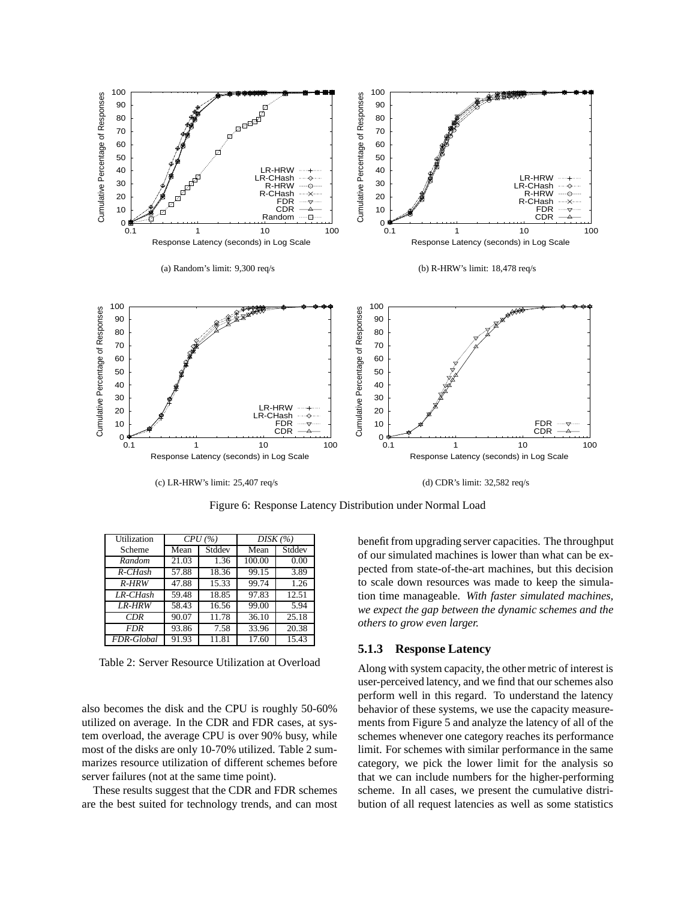(a) Random's limit: 9,300 req/s

(b) R-HRW's limit: 18,478 req/s

(c) LR-HRW's limit: 25,407 req/s

(d) CDR's limit: 32,582 req/s

Figure 6: Response Latency Distribution under Normal Load

| Utilization | *CPU (%)* | | *DISK (%)* | |
|---|---|---|---|---|
| Scheme | Mean | Stddev | Mean | Stddev |
| *Random* | 21.03 | 1.36 | 100.00 | 0.00 |
| *R-CHash* | 57.88 | 18.36 | 99.15 | 3.89 |
| *R-HRW* | 47.88 | 15.33 | 99.74 | 1.26 |
| *LR-CHash* | 59.48 | 18.85 | 97.83 | 12.51 |
| *LR-HRW* | 58.43 | 16.56 | 99.00 | 5.94 |
| *CDR* | 90.07 | 11.78 | 36.10 | 25.18 |
| *FDR* | 93.86 | 7.58 | 33.96 | 20.38 |
| *FDR-Global* | 91.93 | 11.81 | 17.60 | 15.43 |

Table 2: Server Resource Utilization at Overload

also becomes the disk and the CPU is roughly 50-60% utilized on average. In the CDR and FDR cases, at system overload, the average CPU is over 90% busy, while most of the disks are only 10-70% utilized. Table 2 summarizes resource utilization of different schemes before server failures (not at the same time point).

These results suggest that the CDR and FDR schemes are the best suited for technology trends, and can most benefit from upgrading server capacities. The throughput of our simulated machines is lower than what can be expected from state-of-the-art machines, but this decision to scale down resources was made to keep the simulation time manageable. *With faster simulated machines, we expect the gap between the dynamic schemes and the others to grow even larger.*

### 5.1.3 Response Latency

Along with system capacity, the other metric of interest is user-perceived latency, and we find that our schemes also perform well in this regard. To understand the latency behavior of these systems, we use the capacity measurements from Figure 5 and analyze the latency of all of the schemes whenever one category reaches its performance limit. For schemes with similar performance in the same category, we pick the lower limit for the analysis so that we can include numbers for the higher-performing scheme. In all cases, we present the cumulative distribution of all request latencies as well as some statistics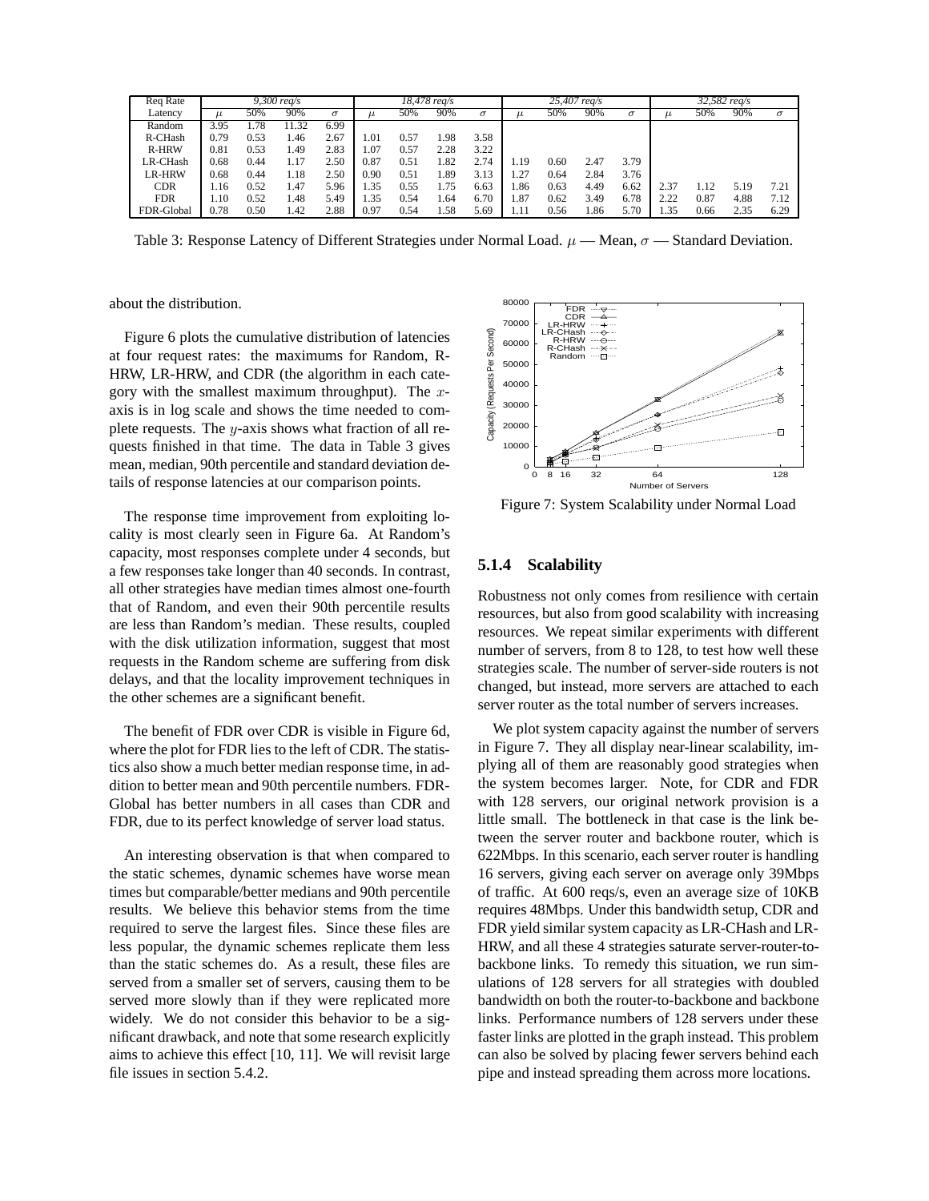| Req Rate | 9,300 req/s | | | | 18,478 req/s | | | | 25,407 req/s | | | | 32,582 req/s | | | |
|---|---|---|---|---|---|---|---|---|---|---|---|---|---|---|---|---|
| Latency | $\mu$ | 50% | 90% | $\sigma$ | $\mu$ | 50% | 90% | $\sigma$ | $\mu$ | 50% | 90% | $\sigma$ | $\mu$ | 50% | 90% | $\sigma$ |
| Random | 3.95 | 1.78 | 11.32 | 6.99 | | | | | | | | | | | | |
| R-CHash | 0.79 | 0.53 | 1.46 | 2.67 | 1.01 | 0.57 | 1.98 | 3.58 | | | | | | | | |
| R-HRW | 0.81 | 0.53 | 1.49 | 2.83 | 1.07 | 0.57 | 2.28 | 3.22 | | | | | | | | |
| LR-CHash | 0.68 | 0.44 | 1.17 | 2.50 | 0.87 | 0.51 | 1.82 | 2.74 | 1.19 | 0.60 | 2.47 | 3.79 | | | | |
| LR-HRW | 0.68 | 0.44 | 1.18 | 2.50 | 0.90 | 0.51 | 1.89 | 3.13 | 1.27 | 0.64 | 2.84 | 3.76 | | | | |
| CDR | 1.16 | 0.52 | 1.47 | 5.96 | 1.35 | 0.55 | 1.75 | 6.63 | 1.86 | 0.63 | 4.49 | 6.62 | 2.37 | 1.12 | 5.19 | 7.21 |
| FDR | 1.10 | 0.52 | 1.48 | 5.49 | 1.35 | 0.54 | 1.64 | 6.70 | 1.87 | 0.62 | 3.49 | 6.78 | 2.22 | 0.87 | 4.88 | 7.12 |
| FDR-Global | 0.78 | 0.50 | 1.42 | 2.88 | 0.97 | 0.54 | 1.58 | 5.69 | 1.11 | 0.56 | 1.86 | 5.70 | 1.35 | 0.66 | 2.35 | 6.29 |

Table 3: Response Latency of Different Strategies under Normal Load. $\mu$ — Mean, $\sigma$ — Standard Deviation.

about the distribution.

Figure 6 plots the cumulative distribution of latencies at four request rates: the maximums for Random, R-HRW, LR-HRW, and CDR (the algorithm in each category with the smallest maximum throughput). The $x$-axis is in log scale and shows the time needed to complete requests. The $y$-axis shows what fraction of all requests finished in that time. The data in Table 3 gives mean, median, 90th percentile and standard deviation details of response latencies at our comparison points.

The response time improvement from exploiting locality is most clearly seen in Figure 6a. At Random's capacity, most responses complete under 4 seconds, but a few responses take longer than 40 seconds. In contrast, all other strategies have median times almost one-fourth that of Random, and even their 90th percentile results are less than Random's median. These results, coupled with the disk utilization information, suggest that most requests in the Random scheme are suffering from disk delays, and that the locality improvement techniques in the other schemes are a significant benefit.

The benefit of FDR over CDR is visible in Figure 6d, where the plot for FDR lies to the left of CDR. The statistics also show a much better median response time, in addition to better mean and 90th percentile numbers. FDR-Global has better numbers in all cases than CDR and FDR, due to its perfect knowledge of server load status.

An interesting observation is that when compared to the static schemes, dynamic schemes have worse mean times but comparable/better medians and 90th percentile results. We believe this behavior stems from the time required to serve the largest files. Since these files are less popular, the dynamic schemes replicate them less than the static schemes do. As a result, these files are served from a smaller set of servers, causing them to be served more slowly than if they were replicated more widely. We do not consider this behavior to be a significant drawback, and note that some research explicitly aims to achieve this effect [10, 11]. We will revisit large file issues in section 5.4.2.

Figure 7: System Scalability under Normal Load

#### 5.1.4 Scalability

Robustness not only comes from resilience with certain resources, but also from good scalability with increasing resources. We repeat similar experiments with different number of servers, from 8 to 128, to test how well these strategies scale. The number of server-side routers is not changed, but instead, more servers are attached to each server router as the total number of servers increases.

We plot system capacity against the number of servers in Figure 7. They all display near-linear scalability, implying all of them are reasonably good strategies when the system becomes larger. Note, for CDR and FDR with 128 servers, our original network provision is a little small. The bottleneck in that case is the link between the server router and backbone router, which is 622Mbps. In this scenario, each server router is handling 16 servers, giving each server on average only 39Mbps of traffic. At 600 reqs/s, even an average size of 10KB requires 48Mbps. Under this bandwidth setup, CDR and FDR yield similar system capacity as LR-CHash and LR-HRW, and all these 4 strategies saturate server-router-to-backbone links. To remedy this situation, we run simulations of 128 servers for all strategies with doubled bandwidth on both the router-to-backbone and backbone links. Performance numbers of 128 servers under these faster links are plotted in the graph instead. This problem can also be solved by placing fewer servers behind each pipe and instead spreading them across more locations.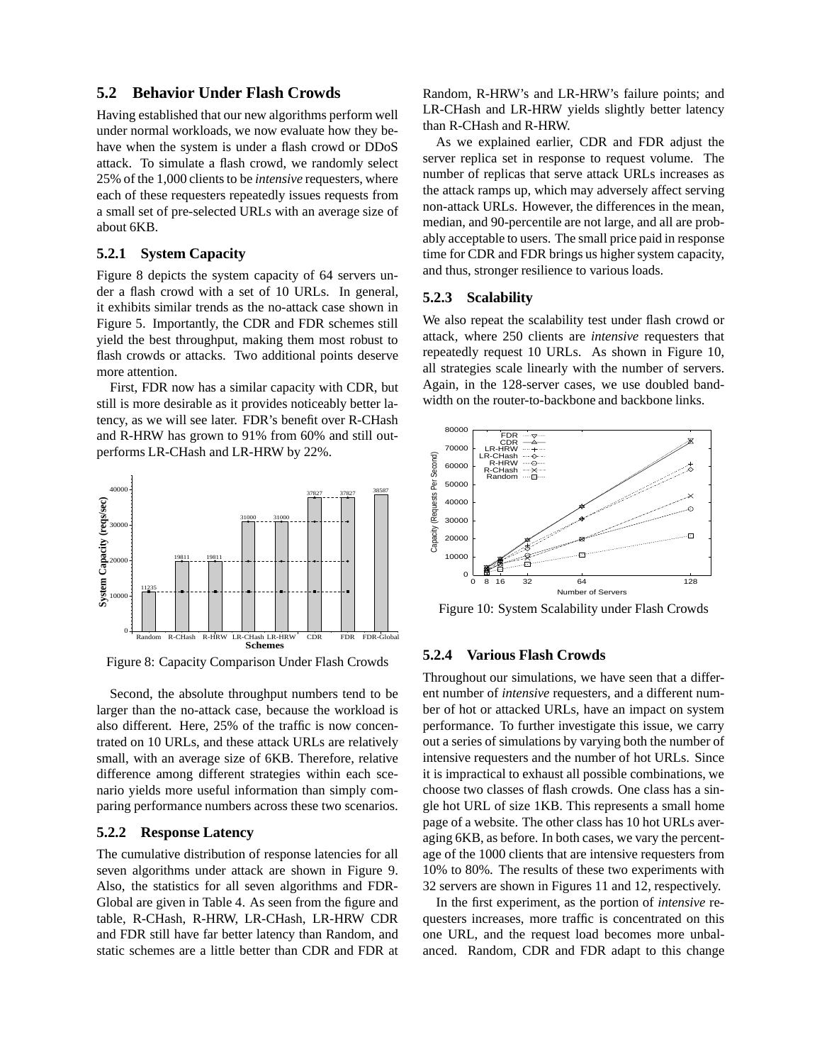### 5.2 Behavior Under Flash Crowds

Having established that our new algorithms perform well under normal workloads, we now evaluate how they behave when the system is under a flash crowd or DDoS attack. To simulate a flash crowd, we randomly select 25% of the 1,000 clients to be *intensive* requesters, where each of these requesters repeatedly issues requests from a small set of pre-selected URLs with an average size of about 6KB.

#### 5.2.1 System Capacity

Figure 8 depicts the system capacity of 64 servers under a flash crowd with a set of 10 URLs. In general, it exhibits similar trends as the no-attack case shown in Figure 5. Importantly, the CDR and FDR schemes still yield the best throughput, making them most robust to flash crowds or attacks. Two additional points deserve more attention.

First, FDR now has a similar capacity with CDR, but still is more desirable as it provides noticeably better latency, as we will see later. FDR's benefit over R-CHash and R-HRW has grown to 91% from 60% and still outperforms LR-CHash and LR-HRW by 22%.

Figure 8: Capacity Comparison Under Flash Crowds

Second, the absolute throughput numbers tend to be larger than the no-attack case, because the workload is also different. Here, 25% of the traffic is now concentrated on 10 URLs, and these attack URLs are relatively small, with an average size of 6KB. Therefore, relative difference among different strategies within each scenario yields more useful information than simply comparing performance numbers across these two scenarios.

#### 5.2.2 Response Latency

The cumulative distribution of response latencies for all seven algorithms under attack are shown in Figure 9. Also, the statistics for all seven algorithms and FDR-Global are given in Table 4. As seen from the figure and table, R-CHash, R-HRW, LR-CHash, LR-HRW CDR and FDR still have far better latency than Random, and static schemes are a little better than CDR and FDR at Random, R-HRW's and LR-HRW's failure points; and LR-CHash and LR-HRW yields slightly better latency than R-CHash and R-HRW.

As we explained earlier, CDR and FDR adjust the server replica set in response to request volume. The number of replicas that serve attack URLs increases as the attack ramps up, which may adversely affect serving non-attack URLs. However, the differences in the mean, median, and 90-percentile are not large, and all are probably acceptable to users. The small price paid in response time for CDR and FDR brings us higher system capacity, and thus, stronger resilience to various loads.

#### 5.2.3 Scalability

We also repeat the scalability test under flash crowd or attack, where 250 clients are *intensive* requesters that repeatedly request 10 URLs. As shown in Figure 10, all strategies scale linearly with the number of servers. Again, in the 128-server cases, we use doubled bandwidth on the router-to-backbone and backbone links.

Figure 10: System Scalability under Flash Crowds

#### 5.2.4 Various Flash Crowds

Throughout our simulations, we have seen that a different number of *intensive* requesters, and a different number of hot or attacked URLs, have an impact on system performance. To further investigate this issue, we carry out a series of simulations by varying both the number of intensive requesters and the number of hot URLs. Since it is impractical to exhaust all possible combinations, we choose two classes of flash crowds. One class has a single hot URL of size 1KB. This represents a small home page of a website. The other class has 10 hot URLs averaging 6KB, as before. In both cases, we vary the percentage of the 1000 clients that are intensive requesters from 10% to 80%. The results of these two experiments with 32 servers are shown in Figures 11 and 12, respectively.

In the first experiment, as the portion of *intensive* requesters increases, more traffic is concentrated on this one URL, and the request load becomes more unbalanced. Random, CDR and FDR adapt to this change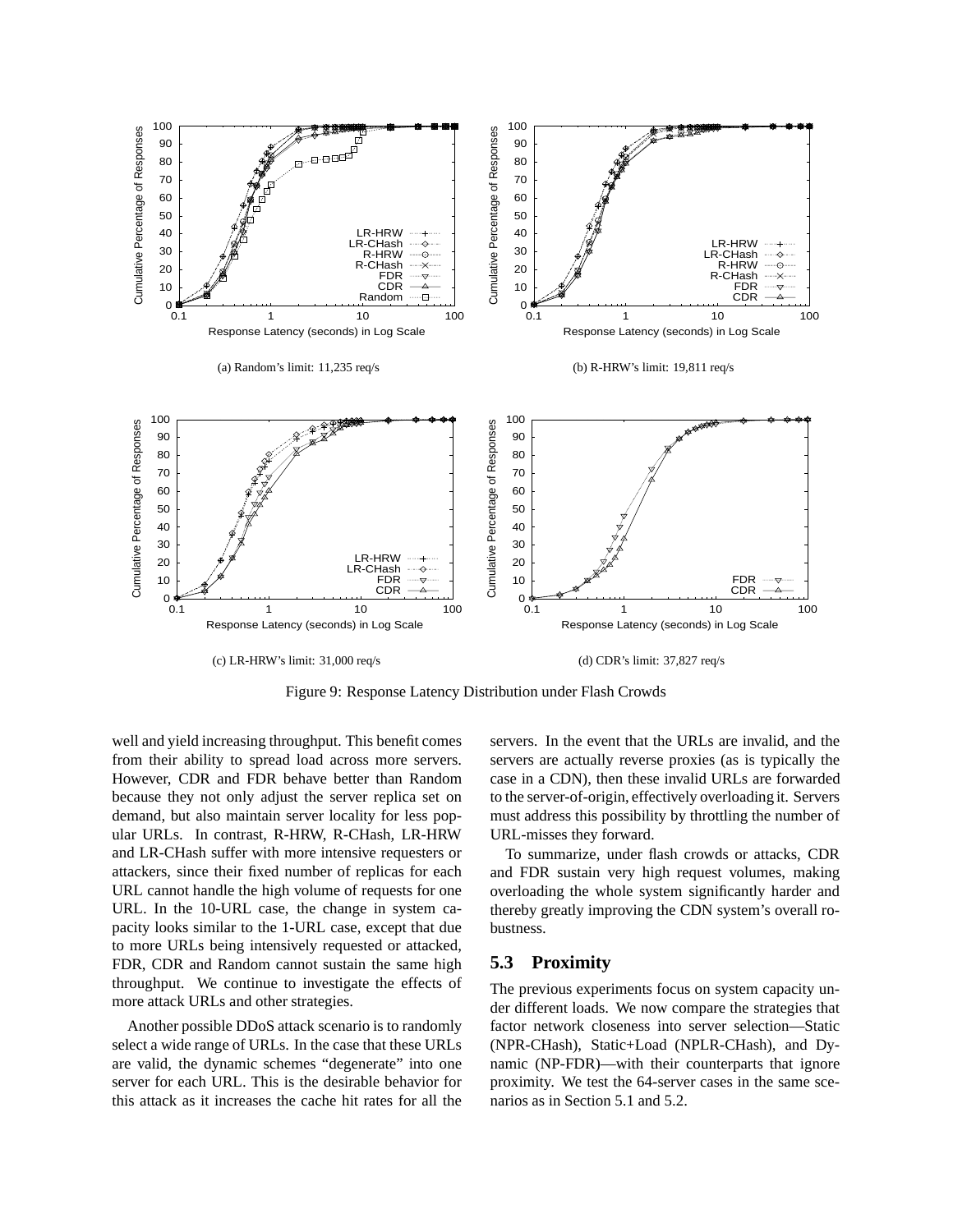(a) Random's limit: 11,235 req/s

(b) R-HRW's limit: 19,811 req/s

(c) LR-HRW's limit: 31,000 req/s

(d) CDR's limit: 37,827 req/s

Figure 9: Response Latency Distribution under Flash Crowds

well and yield increasing throughput. This benefit comes from their ability to spread load across more servers. However, CDR and FDR behave better than Random because they not only adjust the server replica set on demand, but also maintain server locality for less popular URLs. In contrast, R-HRW, R-CHash, LR-HRW and LR-CHash suffer with more intensive requesters or attackers, since their fixed number of replicas for each URL cannot handle the high volume of requests for one URL. In the 10-URL case, the change in system capacity looks similar to the 1-URL case, except that due to more URLs being intensively requested or attacked, FDR, CDR and Random cannot sustain the same high throughput. We continue to investigate the effects of more attack URLs and other strategies.

Another possible DDoS attack scenario is to randomly select a wide range of URLs. In the case that these URLs are valid, the dynamic schemes "degenerate" into one server for each URL. This is the desirable behavior for this attack as it increases the cache hit rates for all the servers. In the event that the URLs are invalid, and the servers are actually reverse proxies (as is typically the case in a CDN), then these invalid URLs are forwarded to the server-of-origin, effectively overloading it. Servers must address this possibility by throttling the number of URL-misses they forward.

To summarize, under flash crowds or attacks, CDR and FDR sustain very high request volumes, making overloading the whole system significantly harder and thereby greatly improving the CDN system's overall robustness.

## 5.3 Proximity

The previous experiments focus on system capacity under different loads. We now compare the strategies that factor network closeness into server selection—Static (NPR-CHash), Static+Load (NPLR-CHash), and Dynamic (NP-FDR)—with their counterparts that ignore proximity. We test the 64-server cases in the same scenarios as in Section 5.1 and 5.2.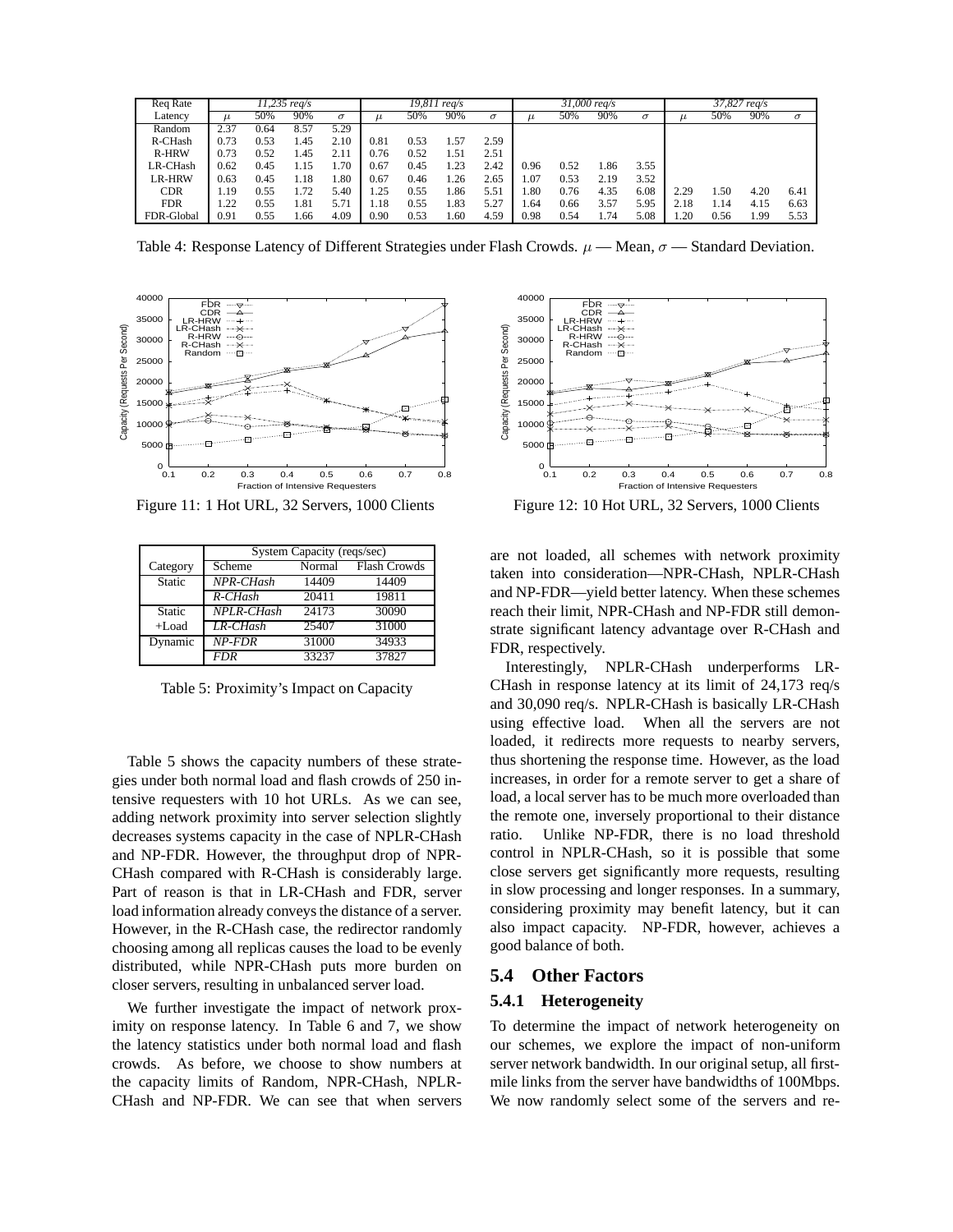| Req Rate | 11,235 req/s | | | | 19,811 req/s | | | | 31,000 req/s | | | | 37,827 req/s | | | |
|---|---|---|---|---|---|---|---|---|---|---|---|---|---|---|---|---|
| Latency | $\mu$ | 50% | 90% | $\sigma$ | $\mu$ | 50% | 90% | $\sigma$ | $\mu$ | 50% | 90% | $\sigma$ | $\mu$ | 50% | 90% | $\sigma$ |
| Random | 2.37 | 0.64 | 8.57 | 5.29 | | | | | | | | | | | | |
| R-CHash | 0.73 | 0.53 | 1.45 | 2.10 | 0.81 | 0.53 | 1.57 | 2.59 | | | | | | | | |
| R-HRW | 0.73 | 0.52 | 1.45 | 2.11 | 0.76 | 0.52 | 1.51 | 2.51 | | | | | | | | |
| LR-CHash | 0.62 | 0.45 | 1.15 | 1.70 | 0.67 | 0.45 | 1.23 | 2.42 | 0.96 | 0.52 | 1.86 | 3.55 | | | | |
| LR-HRW | 0.63 | 0.45 | 1.18 | 1.80 | 0.67 | 0.46 | 1.26 | 2.65 | 1.07 | 0.53 | 2.19 | 3.52 | | | | |
| CDR | 1.19 | 0.55 | 1.72 | 5.40 | 1.25 | 0.55 | 1.86 | 5.51 | 1.80 | 0.76 | 4.35 | 6.08 | 2.29 | 1.50 | 4.20 | 6.41 |
| FDR | 1.22 | 0.55 | 1.81 | 5.71 | 1.18 | 0.55 | 1.83 | 5.27 | 1.64 | 0.66 | 3.57 | 5.95 | 2.18 | 1.14 | 4.15 | 6.63 |
| FDR-Global | 0.91 | 0.55 | 1.66 | 4.09 | 0.90 | 0.53 | 1.60 | 4.59 | 0.98 | 0.54 | 1.74 | 5.08 | 1.20 | 0.56 | 1.99 | 5.53 |

Table 4: Response Latency of Different Strategies under Flash Crowds. $\mu$ — Mean, $\sigma$ — Standard Deviation.

Figure 11: 1 Hot URL, 32 Servers, 1000 Clients

Figure 12: 10 Hot URL, 32 Servers, 1000 Clients

| | System Capacity (reqs/sec) | | |
|---|---|---|---|
| Category | Scheme | Normal | Flash Crowds |
| Static | *NPR-CHash* | 14409 | 14409 |
| | *R-CHash* | 20411 | 19811 |
| Static +Load | *NPLR-CHash* | 24173 | 30090 |
| | *LR-CHash* | 25407 | 31000 |
| Dynamic | *NP-FDR* | 31000 | 34933 |
| | *FDR* | 33237 | 37827 |

Table 5: Proximity's Impact on Capacity

Table 5 shows the capacity numbers of these strategies under both normal load and flash crowds of 250 intensive requesters with 10 hot URLs. As we can see, adding network proximity into server selection slightly decreases systems capacity in the case of NPLR-CHash and NP-FDR. However, the throughput drop of NPR-CHash compared with R-CHash is considerably large. Part of reason is that in LR-CHash and FDR, server load information already conveys the distance of a server. However, in the R-CHash case, the redirector randomly choosing among all replicas causes the load to be evenly distributed, while NPR-CHash puts more burden on closer servers, resulting in unbalanced server load.

We further investigate the impact of network proximity on response latency. In Table 6 and 7, we show the latency statistics under both normal load and flash crowds. As before, we choose to show numbers at the capacity limits of Random, NPR-CHash, NPLR-CHash and NP-FDR. We can see that when servers are not loaded, all schemes with network proximity taken into consideration—NPR-CHash, NPLR-CHash and NP-FDR—yield better latency. When these schemes reach their limit, NPR-CHash and NP-FDR still demonstrate significant latency advantage over R-CHash and FDR, respectively.

Interestingly, NPLR-CHash underperforms LR-CHash in response latency at its limit of 24,173 req/s and 30,090 req/s. NPLR-CHash is basically LR-CHash using effective load. When all the servers are not loaded, it redirects more requests to nearby servers, thus shortening the response time. However, as the load increases, in order for a remote server to get a share of load, a local server has to be much more overloaded than the remote one, inversely proportional to their distance ratio. Unlike NP-FDR, there is no load threshold control in NPLR-CHash, so it is possible that some close servers get significantly more requests, resulting in slow processing and longer responses. In a summary, considering proximity may benefit latency, but it can also impact capacity. NP-FDR, however, achieves a good balance of both.

## 5.4 Other Factors

### 5.4.1 Heterogeneity

To determine the impact of network heterogeneity on our schemes, we explore the impact of non-uniform server network bandwidth. In our original setup, all first-mile links from the server have bandwidths of 100Mbps. We now randomly select some of the servers and re-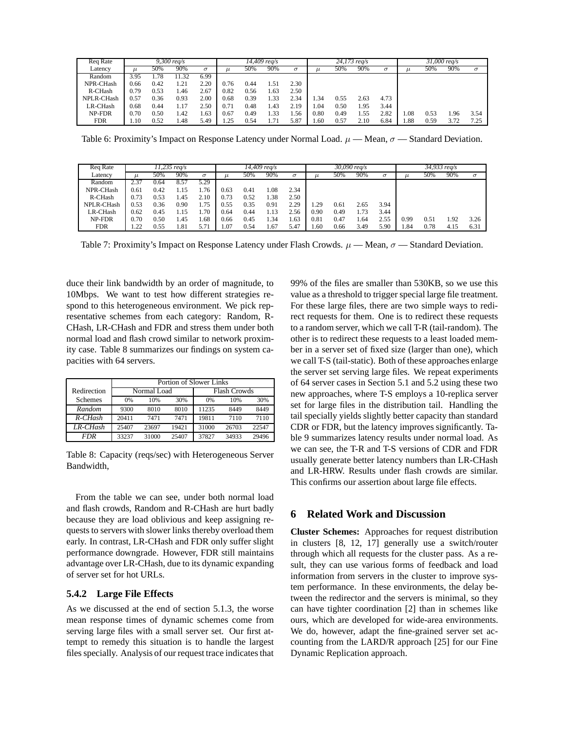| Req Rate | 9,300 req/s | | | | 14,409 req/s | | | | 24,173 req/s | | | | 31,000 req/s | | | |
|---|---|---|---|---|---|---|---|---|---|---|---|---|---|---|---|---|
| Latency | $\mu$ | 50% | 90% | $\sigma$ | $\mu$ | 50% | 90% | $\sigma$ | $\mu$ | 50% | 90% | $\sigma$ | $\mu$ | 50% | 90% | $\sigma$ |
| Random | 3.95 | 1.78 | 11.32 | 6.99 | | | | | | | | | | | | |
| NPR-CHash | 0.66 | 0.42 | 1.21 | 2.20 | 0.76 | 0.44 | 1.51 | 2.30 | | | | | | | | |
| R-CHash | 0.79 | 0.53 | 1.46 | 2.67 | 0.82 | 0.56 | 1.63 | 2.50 | | | | | | | | |
| NPLR-CHash | 0.57 | 0.36 | 0.93 | 2.00 | 0.68 | 0.39 | 1.33 | 2.34 | 1.34 | 0.55 | 2.63 | 4.73 | | | | |
| LR-CHash | 0.68 | 0.44 | 1.17 | 2.50 | 0.71 | 0.48 | 1.43 | 2.19 | 1.04 | 0.50 | 1.95 | 3.44 | | | | |
| NP-FDR | 0.70 | 0.50 | 1.42 | 1.63 | 0.67 | 0.49 | 1.33 | 1.56 | 0.80 | 0.49 | 1.55 | 2.82 | 1.08 | 0.53 | 1.96 | 3.54 |
| FDR | 1.10 | 0.52 | 1.48 | 5.49 | 1.25 | 0.54 | 1.71 | 5.87 | 1.60 | 0.57 | 2.10 | 6.84 | 1.88 | 0.59 | 3.72 | 7.25 |

Table 6: Proximity's Impact on Response Latency under Normal Load. $\mu$ — Mean, $\sigma$ — Standard Deviation.

| Req Rate | 11,235 req/s | | | | 14,409 req/s | | | | 30,090 req/s | | | | 34,933 req/s | | | |
|---|---|---|---|---|---|---|---|---|---|---|---|---|---|---|---|---|
| Latency | $\mu$ | 50% | 90% | $\sigma$ | $\mu$ | 50% | 90% | $\sigma$ | $\mu$ | 50% | 90% | $\sigma$ | $\mu$ | 50% | 90% | $\sigma$ |
| Random | 2.37 | 0.64 | 8.57 | 5.29 | | | | | | | | | | | | |
| NPR-CHash | 0.61 | 0.42 | 1.15 | 1.76 | 0.63 | 0.41 | 1.08 | 2.34 | | | | | | | | |
| R-CHash | 0.73 | 0.53 | 1.45 | 2.10 | 0.73 | 0.52 | 1.38 | 2.50 | | | | | | | | |
| NPLR-CHash | 0.53 | 0.36 | 0.90 | 1.75 | 0.55 | 0.35 | 0.91 | 2.29 | 1.29 | 0.61 | 2.65 | 3.94 | | | | |
| LR-CHash | 0.62 | 0.45 | 1.15 | 1.70 | 0.64 | 0.44 | 1.13 | 2.56 | 0.90 | 0.49 | 1.73 | 3.44 | | | | |
| NP-FDR | 0.70 | 0.50 | 1.45 | 1.68 | 0.66 | 0.45 | 1.34 | 1.63 | 0.81 | 0.47 | 1.64 | 2.55 | 0.99 | 0.51 | 1.92 | 3.26 |
| FDR | 1.22 | 0.55 | 1.81 | 5.71 | 1.07 | 0.54 | 1.67 | 5.47 | 1.60 | 0.66 | 3.49 | 5.90 | 1.84 | 0.78 | 4.15 | 6.31 |

Table 7: Proximity's Impact on Response Latency under Flash Crowds. $\mu$ — Mean, $\sigma$ — Standard Deviation.

duce their link bandwidth by an order of magnitude, to 10Mbps. We want to test how different strategies respond to this heterogeneous environment. We pick representative schemes from each category: Random, R-CHash, LR-CHash and FDR and stress them under both normal load and flash crowd similar to network proximity case. Table 8 summarizes our findings on system capacities with 64 servers.

| Redirection | Portion of Slower Links | | | | | |
|---|---|---|---|---|---|---|
| | Normal Load | | | Flash Crowds | | |
| Schemes | 0% | 10% | 30% | 0% | 10% | 30% |
| *Random* | 9300 | 8010 | 8010 | 11235 | 8449 | 8449 |
| *R-CHash* | 20411 | 7471 | 7471 | 19811 | 7110 | 7110 |
| *LR-CHash* | 25407 | 23697 | 19421 | 31000 | 26703 | 22547 |
| *FDR* | 33237 | 31000 | 25407 | 37827 | 34933 | 29496 |

Table 8: Capacity (reqs/sec) with Heterogeneous Server Bandwidth,

From the table we can see, under both normal load and flash crowds, Random and R-CHash are hurt badly because they are load oblivious and keep assigning requests to servers with slower links thereby overload them early. In contrast, LR-CHash and FDR only suffer slight performance downgrade. However, FDR still maintains advantage over LR-CHash, due to its dynamic expanding of server set for hot URLs.

### 5.4.2 Large File Effects

As we discussed at the end of section 5.1.3, the worse mean response times of dynamic schemes come from serving large files with a small server set. Our first attempt to remedy this situation is to handle the largest files specially. Analysis of our request trace indicates that 99% of the files are smaller than 530KB, so we use this value as a threshold to trigger special large file treatment. For these large files, there are two simple ways to redirect requests for them. One is to redirect these requests to a random server, which we call T-R (tail-random). The other is to redirect these requests to a least loaded member in a server set of fixed size (larger than one), which we call T-S (tail-static). Both of these approaches enlarge the server set serving large files. We repeat experiments of 64 server cases in Section 5.1 and 5.2 using these two new approaches, where T-S employs a 10-replica server set for large files in the distribution tail. Handling the tail specially yields slightly better capacity than standard CDR or FDR, but the latency improves significantly. Table 9 summarizes latency results under normal load. As we can see, the T-R and T-S versions of CDR and FDR usually generate better latency numbers than LR-CHash and LR-HRW. Results under flash crowds are similar. This confirms our assertion about large file effects.

## 6 Related Work and Discussion

**Cluster Schemes:** Approaches for request distribution in clusters [8, 12, 17] generally use a switch/router through which all requests for the cluster pass. As a result, they can use various forms of feedback and load information from servers in the cluster to improve system performance. In these environments, the delay between the redirector and the servers is minimal, so they can have tighter coordination [2] than in schemes like ours, which are developed for wide-area environments. We do, however, adapt the fine-grained server set accounting from the LARD/R approach [25] for our Fine Dynamic Replication approach.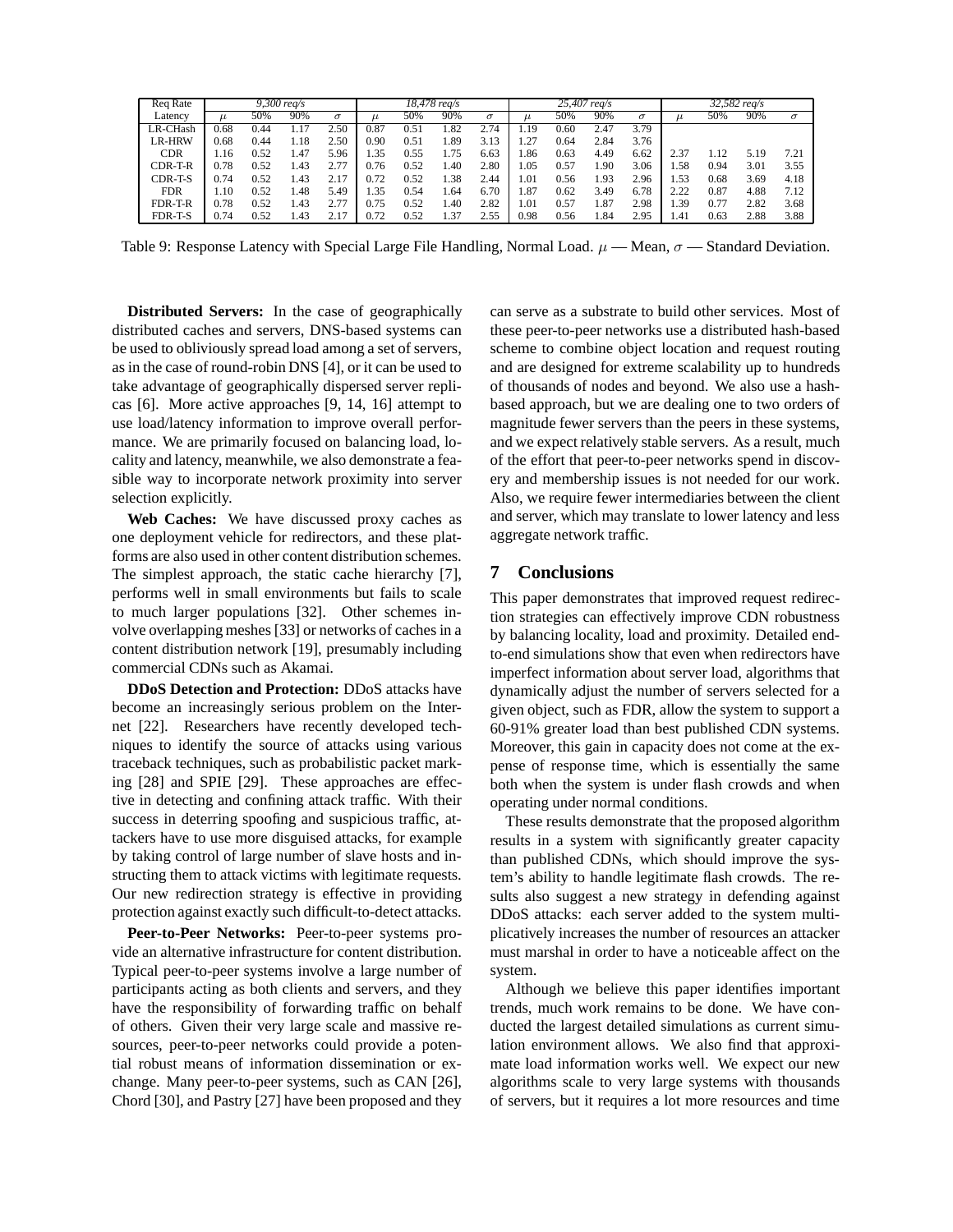| Req Rate | 9,300 req/s | | | | 18,478 req/s | | | | 25,407 req/s | | | | 32,582 req/s | | | |
|---|---|---|---|---|---|---|---|---|---|---|---|---|---|---|---|---|
| Latency | $\mu$ | 50% | 90% | $\sigma$ | $\mu$ | 50% | 90% | $\sigma$ | $\mu$ | 50% | 90% | $\sigma$ | $\mu$ | 50% | 90% | $\sigma$ |
| LR-CHash | 0.68 | 0.44 | 1.17 | 2.50 | 0.87 | 0.51 | 1.82 | 2.74 | 1.19 | 0.60 | 2.47 | 3.79 | | | | |
| LR-HRW | 0.68 | 0.44 | 1.18 | 2.50 | 0.90 | 0.51 | 1.89 | 3.13 | 1.27 | 0.64 | 2.84 | 3.76 | | | | |
| CDR | 1.16 | 0.52 | 1.47 | 5.96 | 1.35 | 0.55 | 1.75 | 6.63 | 1.86 | 0.63 | 4.49 | 6.62 | 2.37 | 1.12 | 5.19 | 7.21 |
| CDR-T-R | 0.78 | 0.52 | 1.43 | 2.77 | 0.76 | 0.52 | 1.40 | 2.80 | 1.05 | 0.57 | 1.90 | 3.06 | 1.58 | 0.94 | 3.01 | 3.55 |
| CDR-T-S | 0.74 | 0.52 | 1.43 | 2.17 | 0.72 | 0.52 | 1.38 | 2.44 | 1.01 | 0.56 | 1.93 | 2.96 | 1.53 | 0.68 | 3.69 | 4.18 |
| FDR | 1.10 | 0.52 | 1.48 | 5.49 | 1.35 | 0.54 | 1.64 | 6.70 | 1.87 | 0.62 | 3.49 | 6.78 | 2.22 | 0.87 | 4.88 | 7.12 |
| FDR-T-R | 0.78 | 0.52 | 1.43 | 2.77 | 0.75 | 0.52 | 1.40 | 2.82 | 1.01 | 0.57 | 1.87 | 2.98 | 1.39 | 0.77 | 2.82 | 3.68 |
| FDR-T-S | 0.74 | 0.52 | 1.43 | 2.17 | 0.72 | 0.52 | 1.37 | 2.55 | 0.98 | 0.56 | 1.84 | 2.95 | 1.41 | 0.63 | 2.88 | 3.88 |

Table 9: Response Latency with Special Large File Handling, Normal Load. $\mu$ — Mean, $\sigma$ — Standard Deviation.

**Distributed Servers:** In the case of geographically distributed caches and servers, DNS-based systems can be used to obliviously spread load among a set of servers, as in the case of round-robin DNS [4], or it can be used to take advantage of geographically dispersed server replicas [6]. More active approaches [9, 14, 16] attempt to use load/latency information to improve overall performance. We are primarily focused on balancing load, locality and latency, meanwhile, we also demonstrate a feasible way to incorporate network proximity into server selection explicitly.

**Web Caches:** We have discussed proxy caches as one deployment vehicle for redirectors, and these platforms are also used in other content distribution schemes. The simplest approach, the static cache hierarchy [7], performs well in small environments but fails to scale to much larger populations [32]. Other schemes involve overlapping meshes [33] or networks of caches in a content distribution network [19], presumably including commercial CDNs such as Akamai.

**DDoS Detection and Protection:** DDoS attacks have become an increasingly serious problem on the Internet [22]. Researchers have recently developed techniques to identify the source of attacks using various traceback techniques, such as probabilistic packet marking [28] and SPIE [29]. These approaches are effective in detecting and confining attack traffic. With their success in deterring spoofing and suspicious traffic, attackers have to use more disguised attacks, for example by taking control of large number of slave hosts and instructing them to attack victims with legitimate requests. Our new redirection strategy is effective in providing protection against exactly such difficult-to-detect attacks.

**Peer-to-Peer Networks:** Peer-to-peer systems provide an alternative infrastructure for content distribution. Typical peer-to-peer systems involve a large number of participants acting as both clients and servers, and they have the responsibility of forwarding traffic on behalf of others. Given their very large scale and massive resources, peer-to-peer networks could provide a potential robust means of information dissemination or exchange. Many peer-to-peer systems, such as CAN [26], Chord [30], and Pastry [27] have been proposed and they can serve as a substrate to build other services. Most of these peer-to-peer networks use a distributed hash-based scheme to combine object location and request routing and are designed for extreme scalability up to hundreds of thousands of nodes and beyond. We also use a hash-based approach, but we are dealing one to two orders of magnitude fewer servers than the peers in these systems, and we expect relatively stable servers. As a result, much of the effort that peer-to-peer networks spend in discovery and membership issues is not needed for our work. Also, we require fewer intermediaries between the client and server, which may translate to lower latency and less aggregate network traffic.

## 7 Conclusions

This paper demonstrates that improved request redirection strategies can effectively improve CDN robustness by balancing locality, load and proximity. Detailed end-to-end simulations show that even when redirectors have imperfect information about server load, algorithms that dynamically adjust the number of servers selected for a given object, such as FDR, allow the system to support a 60-91% greater load than best published CDN systems. Moreover, this gain in capacity does not come at the expense of response time, which is essentially the same both when the system is under flash crowds and when operating under normal conditions.

These results demonstrate that the proposed algorithm results in a system with significantly greater capacity than published CDNs, which should improve the system's ability to handle legitimate flash crowds. The results also suggest a new strategy in defending against DDoS attacks: each server added to the system multiplicatively increases the number of resources an attacker must marshal in order to have a noticeable affect on the system.

Although we believe this paper identifies important trends, much work remains to be done. We have conducted the largest detailed simulations as current simulation environment allows. We also find that approximate load information works well. We expect our new algorithms scale to very large systems with thousands of servers, but it requires a lot more resources and time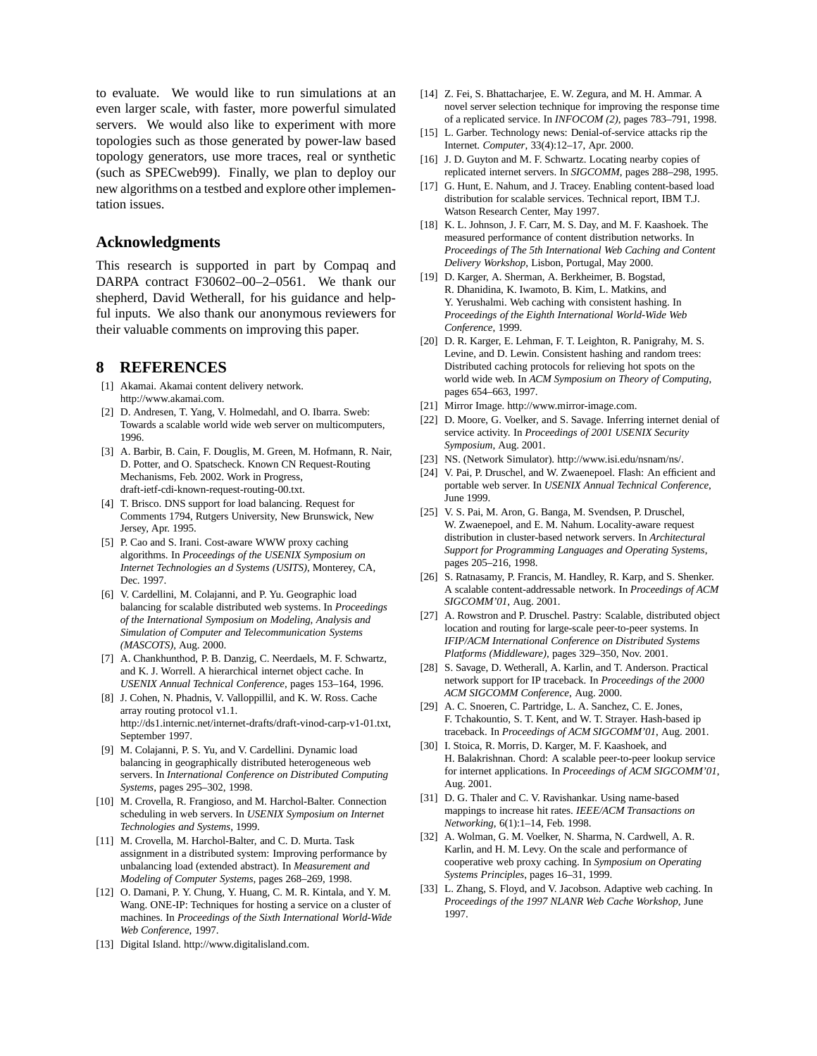to evaluate. We would like to run simulations at an even larger scale, with faster, more powerful simulated servers. We would also like to experiment with more topologies such as those generated by power-law based topology generators, use more traces, real or synthetic (such as SPECweb99). Finally, we plan to deploy our new algorithms on a testbed and explore other implementation issues.

## Acknowledgments

This research is supported in part by Compaq and DARPA contract F30602–00–2–0561. We thank our shepherd, David Wetherall, for his guidance and helpful inputs. We also thank our anonymous reviewers for their valuable comments on improving this paper.

## 8 REFERENCES

[1] Akamai. Akamai content delivery network. http://www.akamai.com.

[2] D. Andresen, T. Yang, V. Holmedahl, and O. Ibarra. Sweb: Towards a scalable world wide web server on multicomputers, 1996.

[3] A. Barbir, B. Cain, F. Douglis, M. Green, M. Hofmann, R. Nair, D. Potter, and O. Spatscheck. Known CN Request-Routing Mechanisms, Feb. 2002. Work in Progress, draft-ietf-cdi-known-request-routing-00.txt.

[4] T. Brisco. DNS support for load balancing. Request for Comments 1794, Rutgers University, New Brunswick, New Jersey, Apr. 1995.

[5] P. Cao and S. Irani. Cost-aware WWW proxy caching algorithms. In *Proceedings of the USENIX Symposium on Internet Technologies an d Systems (USITS)*, Monterey, CA, Dec. 1997.

[6] V. Cardellini, M. Colajanni, and P. Yu. Geographic load balancing for scalable distributed web systems. In *Proceedings of the International Symposium on Modeling, Analysis and Simulation of Computer and Telecommunication Systems (MASCOTS)*, Aug. 2000.

[7] A. Chankhunthod, P. B. Danzig, C. Neerdaels, M. F. Schwartz, and K. J. Worrell. A hierarchical internet object cache. In *USENIX Annual Technical Conference*, pages 153–164, 1996.

[8] J. Cohen, N. Phadnis, V. Valloppillil, and K. W. Ross. Cache array routing protocol v1.1. http://ds1.internic.net/internet-drafts/draft-vinod-carp-v1-01.txt, September 1997.

[9] M. Colajanni, P. S. Yu, and V. Cardellini. Dynamic load balancing in geographically distributed heterogeneous web servers. In *International Conference on Distributed Computing Systems*, pages 295–302, 1998.

[10] M. Crovella, R. Frangioso, and M. Harchol-Balter. Connection scheduling in web servers. In *USENIX Symposium on Internet Technologies and Systems*, 1999.

[11] M. Crovella, M. Harchol-Balter, and C. D. Murta. Task assignment in a distributed system: Improving performance by unbalancing load (extended abstract). In *Measurement and Modeling of Computer Systems*, pages 268–269, 1998.

[12] O. Damani, P. Y. Chung, Y. Huang, C. M. R. Kintala, and Y. M. Wang. ONE-IP: Techniques for hosting a service on a cluster of machines. In *Proceedings of the Sixth International World-Wide Web Conference*, 1997.

[13] Digital Island. http://www.digitalisland.com.

[14] Z. Fei, S. Bhattacharjee, E. W. Zegura, and M. H. Ammar. A novel server selection technique for improving the response time of a replicated service. In *INFOCOM (2)*, pages 783–791, 1998.

[15] L. Garber. Technology news: Denial-of-service attacks rip the Internet. *Computer*, 33(4):12–17, Apr. 2000.

[16] J. D. Guyton and M. F. Schwartz. Locating nearby copies of replicated internet servers. In *SIGCOMM*, pages 288–298, 1995.

[17] G. Hunt, E. Nahum, and J. Tracey. Enabling content-based load distribution for scalable services. Technical report, IBM T.J. Watson Research Center, May 1997.

[18] K. L. Johnson, J. F. Carr, M. S. Day, and M. F. Kaashoek. The measured performance of content distribution networks. In *Proceedings of The 5th International Web Caching and Content Delivery Workshop*, Lisbon, Portugal, May 2000.

[19] D. Karger, A. Sherman, A. Berkheimer, B. Bogstad, R. Dhanidina, K. Iwamoto, B. Kim, L. Matkins, and Y. Yerushalmi. Web caching with consistent hashing. In *Proceedings of the Eighth International World-Wide Web Conference*, 1999.

[20] D. R. Karger, E. Lehman, F. T. Leighton, R. Panigrahy, M. S. Levine, and D. Lewin. Consistent hashing and random trees: Distributed caching protocols for relieving hot spots on the world wide web. In *ACM Symposium on Theory of Computing*, pages 654–663, 1997.

[21] Mirror Image. http://www.mirror-image.com.

[22] D. Moore, G. Voelker, and S. Savage. Inferring internet denial of service activity. In *Proceedings of 2001 USENIX Security Symposium*, Aug. 2001.

[23] NS. (Network Simulator). http://www.isi.edu/nsnam/ns/.

[24] V. Pai, P. Druschel, and W. Zwaenepoel. Flash: An efficient and portable web server. In *USENIX Annual Technical Conference*, June 1999.

[25] V. S. Pai, M. Aron, G. Banga, M. Svendsen, P. Druschel, W. Zwaenepoel, and E. M. Nahum. Locality-aware request distribution in cluster-based network servers. In *Architectural Support for Programming Languages and Operating Systems*, pages 205–216, 1998.

[26] S. Ratnasamy, P. Francis, M. Handley, R. Karp, and S. Shenker. A scalable content-addressable network. In *Proceedings of ACM SIGCOMM'01*, Aug. 2001.

[27] A. Rowstron and P. Druschel. Pastry: Scalable, distributed object location and routing for large-scale peer-to-peer systems. In *IFIP/ACM International Conference on Distributed Systems Platforms (Middleware)*, pages 329–350, Nov. 2001.

[28] S. Savage, D. Wetherall, A. Karlin, and T. Anderson. Practical network support for IP traceback. In *Proceedings of the 2000 ACM SIGCOMM Conference*, Aug. 2000.

[29] A. C. Snoeren, C. Partridge, L. A. Sanchez, C. E. Jones, F. Tchakountio, S. T. Kent, and W. T. Strayer. Hash-based ip traceback. In *Proceedings of ACM SIGCOMM'01*, Aug. 2001.

[30] I. Stoica, R. Morris, D. Karger, M. F. Kaashoek, and H. Balakrishnan. Chord: A scalable peer-to-peer lookup service for internet applications. In *Proceedings of ACM SIGCOMM'01*, Aug. 2001.

[31] D. G. Thaler and C. V. Ravishankar. Using name-based mappings to increase hit rates. *IEEE/ACM Transactions on Networking*, 6(1):1–14, Feb. 1998.

[32] A. Wolman, G. M. Voelker, N. Sharma, N. Cardwell, A. R. Karlin, and H. M. Levy. On the scale and performance of cooperative web proxy caching. In *Symposium on Operating Systems Principles*, pages 16–31, 1999.

[33] L. Zhang, S. Floyd, and V. Jacobson. Adaptive web caching. In *Proceedings of the 1997 NLANR Web Cache Workshop*, June 1997.